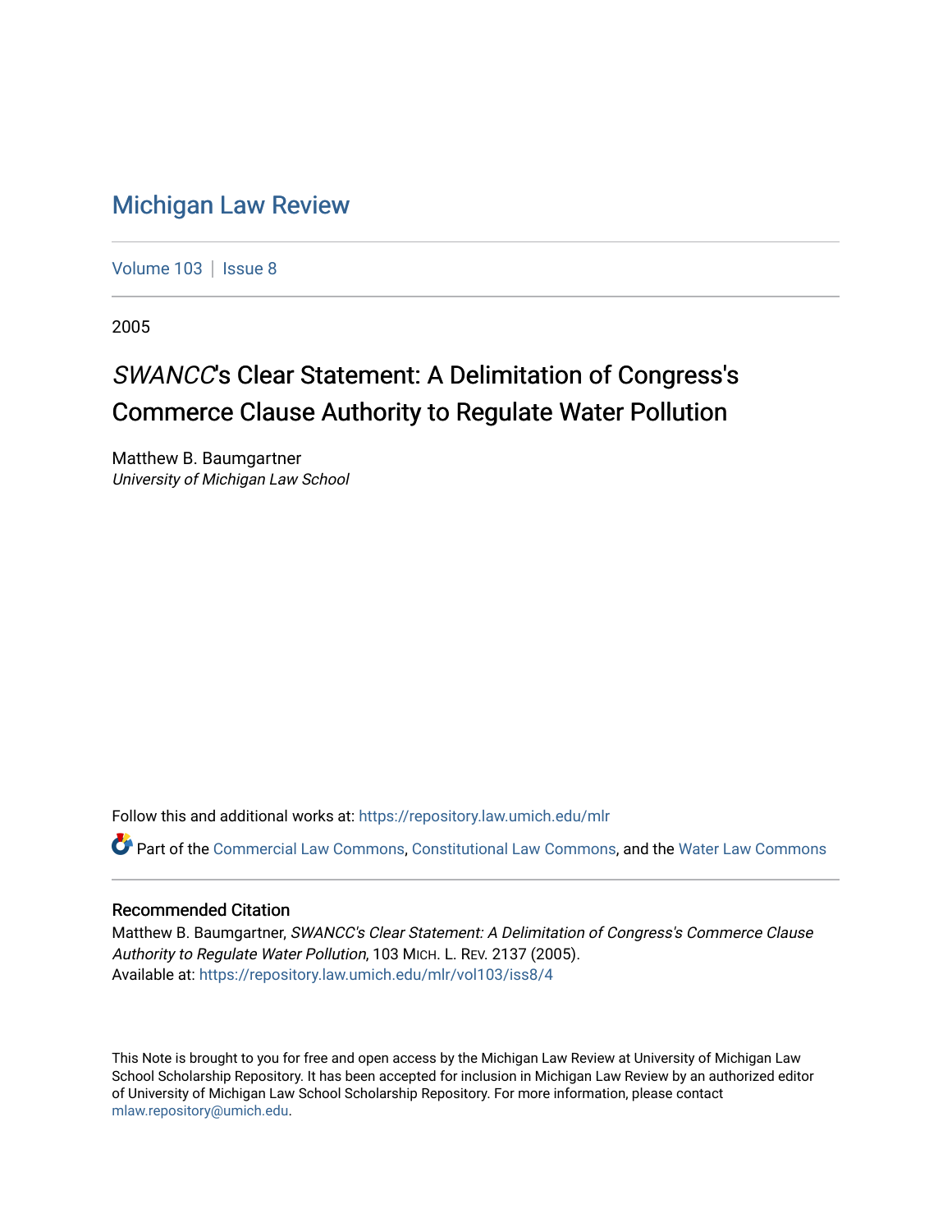# Michigan Law Review

Volume 103 | Issue 8

2005

## *SWANCC*'s Clear Statement: A Delimitation of Congress's Commerce Clause Authority to Regulate Water Pollution

Matthew B. Baumgartner
*University of Michigan Law School*

Follow this and additional works at: https://repository.law.umich.edu/mlr

Part of the Commercial Law Commons, Constitutional Law Commons, and the Water Law Commons

### Recommended Citation

Matthew B. Baumgartner, *SWANCC's Clear Statement: A Delimitation of Congress's Commerce Clause Authority to Regulate Water Pollution*, 103 MICH. L. REV. 2137 (2005).
Available at: https://repository.law.umich.edu/mlr/vol103/iss8/4

This Note is brought to you for free and open access by the Michigan Law Review at University of Michigan Law School Scholarship Repository. It has been accepted for inclusion in Michigan Law Review by an authorized editor of University of Michigan Law School Scholarship Repository. For more information, please contact mlaw.repository@umich.edu.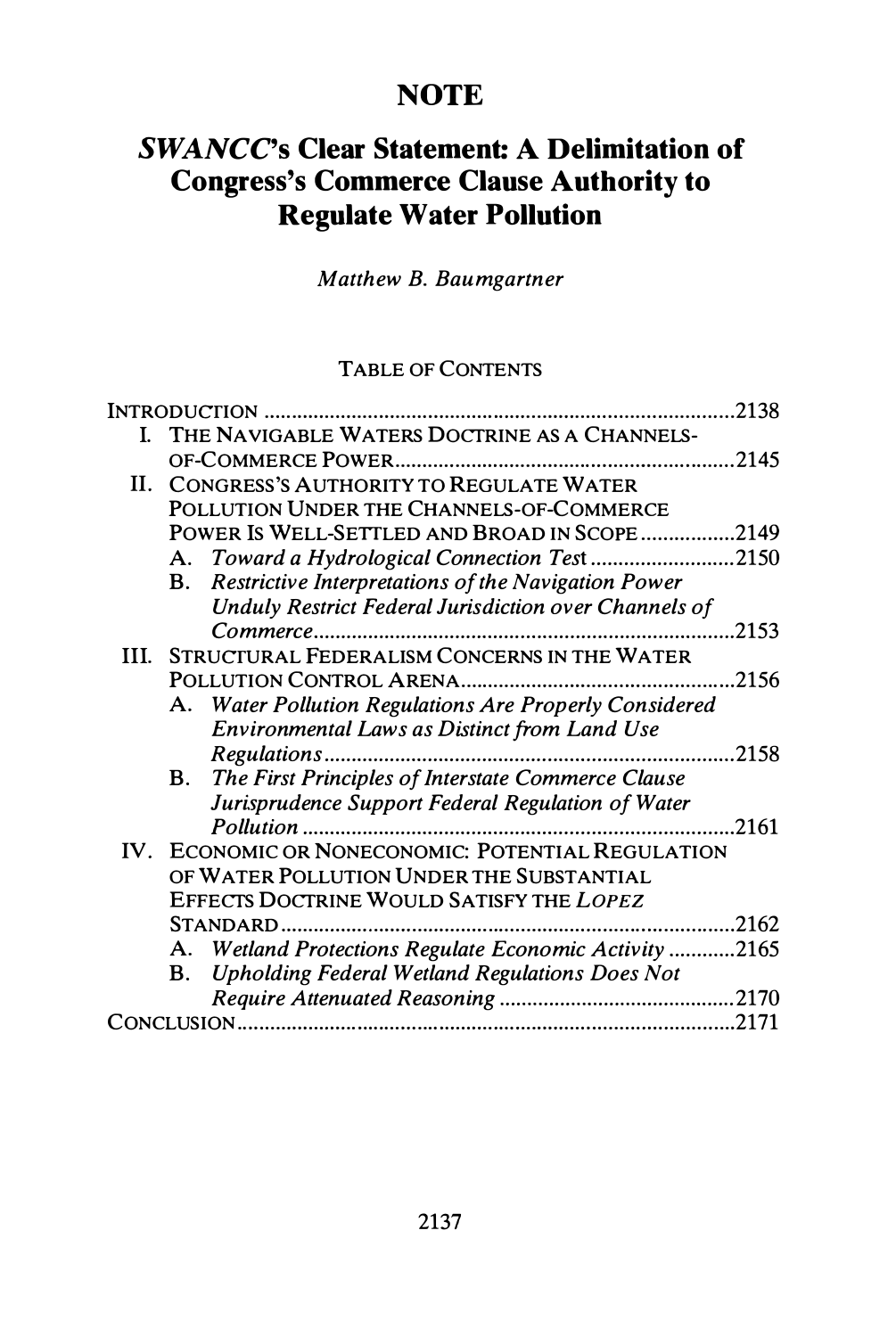# NOTE

## *SWANCC*'s Clear Statement: A Delimitation of Congress's Commerce Clause Authority to Regulate Water Pollution

*Matthew B. Baumgartner*

TABLE OF CONTENTS

- INTRODUCTION ..... 2138
- I. THE NAVIGABLE WATERS DOCTRINE AS A CHANNELS-OF-COMMERCE POWER ..... 2145
- II. CONGRESS'S AUTHORITY TO REGULATE WATER POLLUTION UNDER THE CHANNELS-OF-COMMERCE POWER IS WELL-SETTLED AND BROAD IN SCOPE ..... 2149
  - A. *Toward a Hydrological Connection Test* ..... 2150
  - B. *Restrictive Interpretations of the Navigation Power Unduly Restrict Federal Jurisdiction over Channels of Commerce* ..... 2153
- III. STRUCTURAL FEDERALISM CONCERNS IN THE WATER POLLUTION CONTROL ARENA ..... 2156
  - A. *Water Pollution Regulations Are Properly Considered Environmental Laws as Distinct from Land Use Regulations* ..... 2158
  - B. *The First Principles of Interstate Commerce Clause Jurisprudence Support Federal Regulation of Water Pollution* ..... 2161
- IV. ECONOMIC OR NONECONOMIC: POTENTIAL REGULATION OF WATER POLLUTION UNDER THE SUBSTANTIAL EFFECTS DOCTRINE WOULD SATISFY THE *LOPEZ* STANDARD ..... 2162
  - A. *Wetland Protections Regulate Economic Activity* ..... 2165
  - B. *Upholding Federal Wetland Regulations Does Not Require Attenuated Reasoning* ..... 2170
- CONCLUSION ..... 2171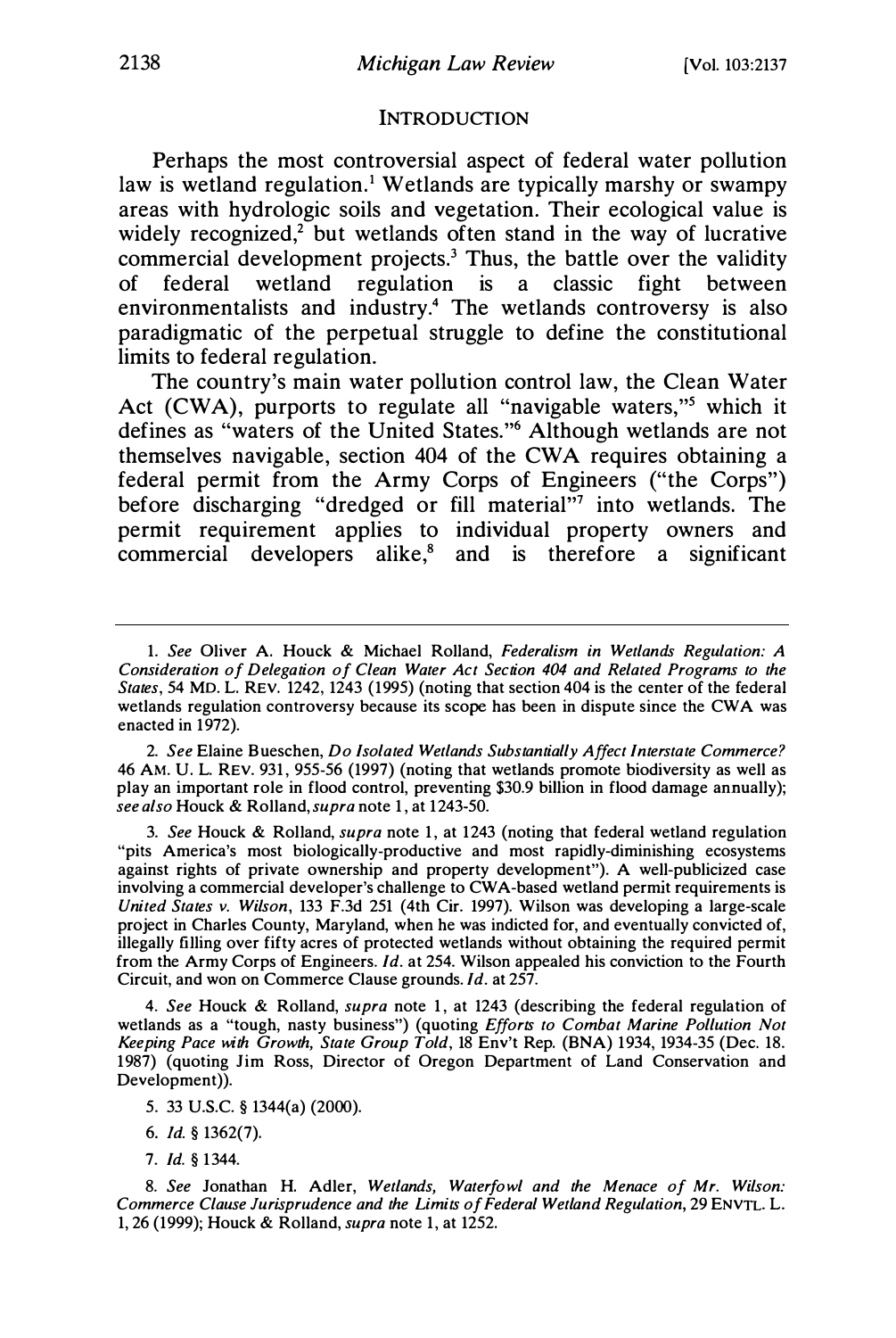## INTRODUCTION

Perhaps the most controversial aspect of federal water pollution law is wetland regulation.[1] Wetlands are typically marshy or swampy areas with hydrologic soils and vegetation. Their ecological value is widely recognized,[2] but wetlands often stand in the way of lucrative commercial development projects.[3] Thus, the battle over the validity of federal wetland regulation is a classic fight between environmentalists and industry.[4] The wetlands controversy is also paradigmatic of the perpetual struggle to define the constitutional limits to federal regulation.

The country's main water pollution control law, the Clean Water Act (CWA), purports to regulate all "navigable waters,"[5] which it defines as "waters of the United States."[6] Although wetlands are not themselves navigable, section 404 of the CWA requires obtaining a federal permit from the Army Corps of Engineers ("the Corps") before discharging "dredged or fill material"[7] into wetlands. The permit requirement applies to individual property owners and commercial developers alike,[8] and is therefore a significant

---

1. *See* Oliver A. Houck & Michael Rolland, *Federalism in Wetlands Regulation: A Consideration of Delegation of Clean Water Act Section 404 and Related Programs to the States*, 54 MD. L. REV. 1242, 1243 (1995) (noting that section 404 is the center of the federal wetlands regulation controversy because its scope has been in dispute since the CWA was enacted in 1972).

2. *See* Elaine Bueschen, *Do Isolated Wetlands Substantially Affect Interstate Commerce?* 46 AM. U. L. REV. 931, 955-56 (1997) (noting that wetlands promote biodiversity as well as play an important role in flood control, preventing $30.9 billion in flood damage annually); *see also* Houck & Rolland, *supra* note 1, at 1243-50.

3. *See* Houck & Rolland, *supra* note 1, at 1243 (noting that federal wetland regulation "pits America's most biologically-productive and most rapidly-diminishing ecosystems against rights of private ownership and property development"). A well-publicized case involving a commercial developer's challenge to CWA-based wetland permit requirements is *United States v. Wilson*, 133 F.3d 251 (4th Cir. 1997). Wilson was developing a large-scale project in Charles County, Maryland, when he was indicted for, and eventually convicted of, illegally filling over fifty acres of protected wetlands without obtaining the required permit from the Army Corps of Engineers. *Id.* at 254. Wilson appealed his conviction to the Fourth Circuit, and won on Commerce Clause grounds. *Id.* at 257.

4. *See* Houck & Rolland, *supra* note 1, at 1243 (describing the federal regulation of wetlands as a "tough, nasty business") (quoting *Efforts to Combat Marine Pollution Not Keeping Pace with Growth, State Group Told*, 18 Env't Rep. (BNA) 1934, 1934-35 (Dec. 18. 1987) (quoting Jim Ross, Director of Oregon Department of Land Conservation and Development)).

5. 33 U.S.C. § 1344(a) (2000).

6. *Id.* § 1362(7).

7. *Id.* § 1344.

8. *See* Jonathan H. Adler, *Wetlands, Waterfowl and the Menace of Mr. Wilson: Commerce Clause Jurisprudence and the Limits of Federal Wetland Regulation*, 29 ENVTL. L. 1, 26 (1999); Houck & Rolland, *supra* note 1, at 1252.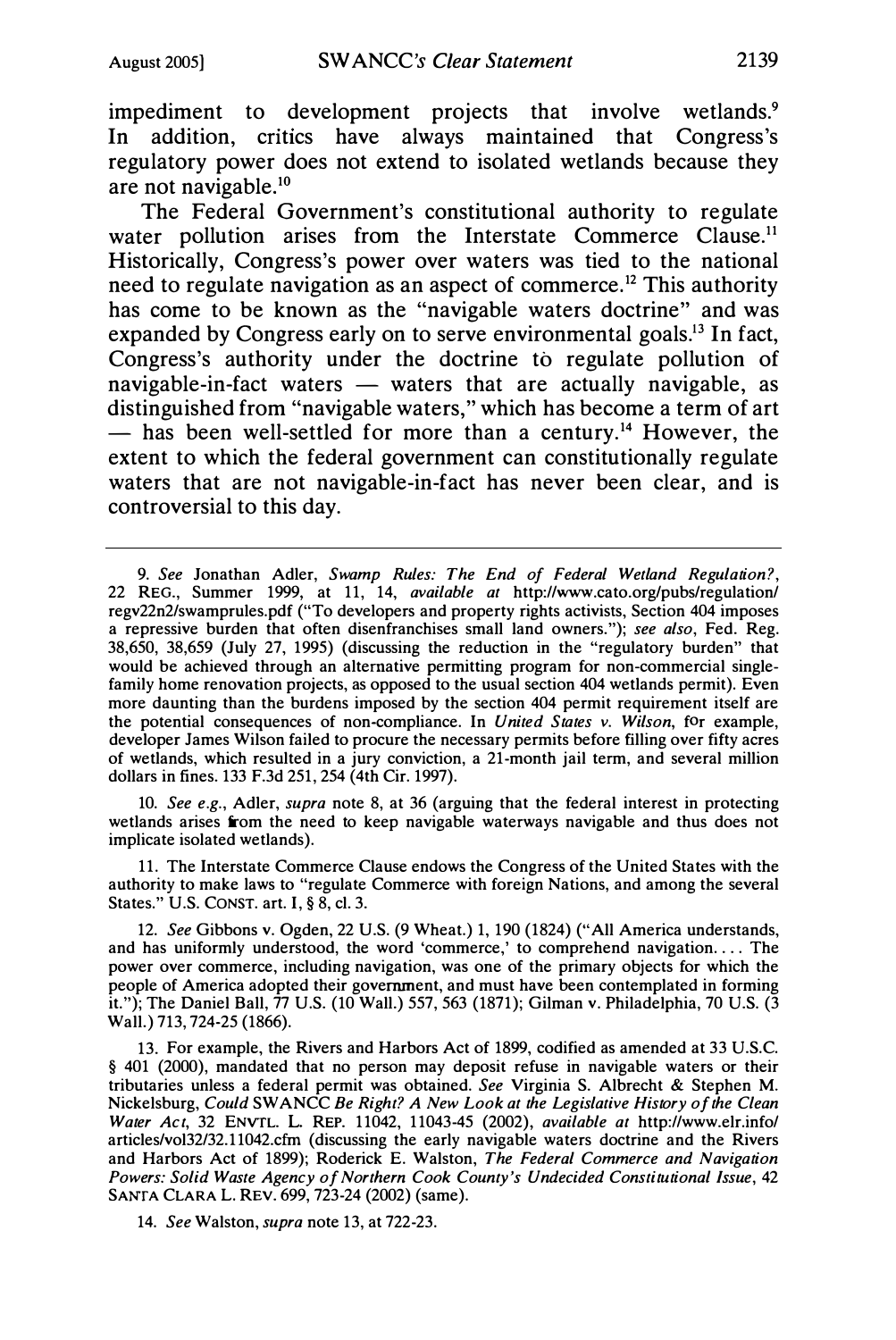impediment to development projects that involve wetlands.[9] In addition, critics have always maintained that Congress's regulatory power does not extend to isolated wetlands because they are not navigable.[10]

The Federal Government's constitutional authority to regulate water pollution arises from the Interstate Commerce Clause.[11] Historically, Congress's power over waters was tied to the national need to regulate navigation as an aspect of commerce.[12] This authority has come to be known as the "navigable waters doctrine" and was expanded by Congress early on to serve environmental goals.[13] In fact, Congress's authority under the doctrine to regulate pollution of navigable-in-fact waters — waters that are actually navigable, as distinguished from "navigable waters," which has become a term of art — has been well-settled for more than a century.[14] However, the extent to which the federal government can constitutionally regulate waters that are not navigable-in-fact has never been clear, and is controversial to this day.

---

9. *See* Jonathan Adler, *Swamp Rules: The End of Federal Wetland Regulation?*, 22 REG., Summer 1999, at 11, 14, *available at* http://www.cato.org/pubs/regulation/regv22n2/swamprules.pdf ("To developers and property rights activists, Section 404 imposes a repressive burden that often disenfranchises small land owners."); *see also*, Fed. Reg. 38,650, 38,659 (July 27, 1995) (discussing the reduction in the "regulatory burden" that would be achieved through an alternative permitting program for non-commercial single-family home renovation projects, as opposed to the usual section 404 wetlands permit). Even more daunting than the burdens imposed by the section 404 permit requirement itself are the potential consequences of non-compliance. In *United States v. Wilson*, for example, developer James Wilson failed to procure the necessary permits before filling over fifty acres of wetlands, which resulted in a jury conviction, a 21-month jail term, and several million dollars in fines. 133 F.3d 251, 254 (4th Cir. 1997).

10. *See e.g.*, Adler, *supra* note 8, at 36 (arguing that the federal interest in protecting wetlands arises from the need to keep navigable waterways navigable and thus does not implicate isolated wetlands).

11. The Interstate Commerce Clause endows the Congress of the United States with the authority to make laws to "regulate Commerce with foreign Nations, and among the several States." U.S. CONST. art. I, § 8, cl. 3.

12. *See* Gibbons v. Ogden, 22 U.S. (9 Wheat.) 1, 190 (1824) ("All America understands, and has uniformly understood, the word 'commerce,' to comprehend navigation.... The power over commerce, including navigation, was one of the primary objects for which the people of America adopted their government, and must have been contemplated in forming it."); The Daniel Ball, 77 U.S. (10 Wall.) 557, 563 (1871); Gilman v. Philadelphia, 70 U.S. (3 Wall.) 713, 724-25 (1866).

13. For example, the Rivers and Harbors Act of 1899, codified as amended at 33 U.S.C. § 401 (2000), mandated that no person may deposit refuse in navigable waters or their tributaries unless a federal permit was obtained. *See* Virginia S. Albrecht & Stephen M. Nickelsburg, *Could* SWANCC *Be Right? A New Look at the Legislative History of the Clean Water Act*, 32 ENVTL. L. REP. 11042, 11043-45 (2002), *available at* http://www.elr.info/articles/vol32/32.11042.cfm (discussing the early navigable waters doctrine and the Rivers and Harbors Act of 1899); Roderick E. Walston, *The Federal Commerce and Navigation Powers: Solid Waste Agency of Northern Cook County's Undecided Constitutional Issue*, 42 SANTA CLARA L. REV. 699, 723-24 (2002) (same).

14. *See* Walston, *supra* note 13, at 722-23.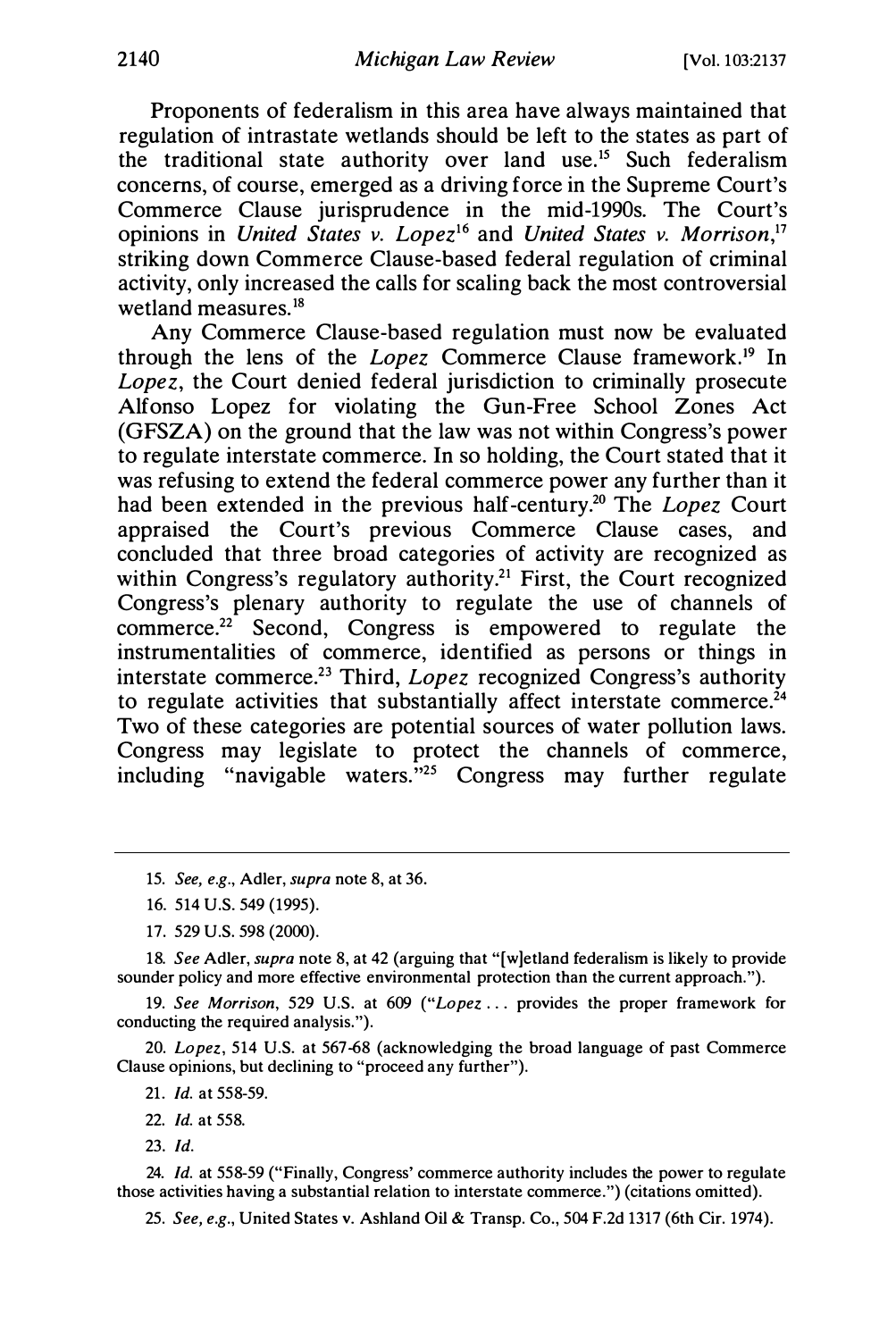Proponents of federalism in this area have always maintained that regulation of intrastate wetlands should be left to the states as part of the traditional state authority over land use.[15] Such federalism concerns, of course, emerged as a driving force in the Supreme Court's Commerce Clause jurisprudence in the mid-1990s. The Court's opinions in *United States v. Lopez*[16] and *United States v. Morrison*,[17] striking down Commerce Clause-based federal regulation of criminal activity, only increased the calls for scaling back the most controversial wetland measures.[18]

Any Commerce Clause-based regulation must now be evaluated through the lens of the *Lopez* Commerce Clause framework.[19] In *Lopez*, the Court denied federal jurisdiction to criminally prosecute Alfonso Lopez for violating the Gun-Free School Zones Act (GFSZA) on the ground that the law was not within Congress's power to regulate interstate commerce. In so holding, the Court stated that it was refusing to extend the federal commerce power any further than it had been extended in the previous half-century.[20] The *Lopez* Court appraised the Court's previous Commerce Clause cases, and concluded that three broad categories of activity are recognized as within Congress's regulatory authority.[21] First, the Court recognized Congress's plenary authority to regulate the use of channels of commerce.[22] Second, Congress is empowered to regulate the instrumentalities of commerce, identified as persons or things in interstate commerce.[23] Third, *Lopez* recognized Congress's authority to regulate activities that substantially affect interstate commerce.[24] Two of these categories are potential sources of water pollution laws. Congress may legislate to protect the channels of commerce, including "navigable waters."[25] Congress may further regulate

---

15. *See, e.g.*, Adler, *supra* note 8, at 36.

16. 514 U.S. 549 (1995).

17. 529 U.S. 598 (2000).

18. *See* Adler, *supra* note 8, at 42 (arguing that "[w]etland federalism is likely to provide sounder policy and more effective environmental protection than the current approach.").

19. *See Morrison*, 529 U.S. at 609 ("*Lopez* . . . provides the proper framework for conducting the required analysis.").

20. *Lopez*, 514 U.S. at 567-68 (acknowledging the broad language of past Commerce Clause opinions, but declining to "proceed any further").

21. *Id.* at 558-59.

22. *Id.* at 558.

23. *Id.*

24. *Id.* at 558-59 ("Finally, Congress' commerce authority includes the power to regulate those activities having a substantial relation to interstate commerce.") (citations omitted).

25. *See, e.g.*, United States v. Ashland Oil & Transp. Co., 504 F.2d 1317 (6th Cir. 1974).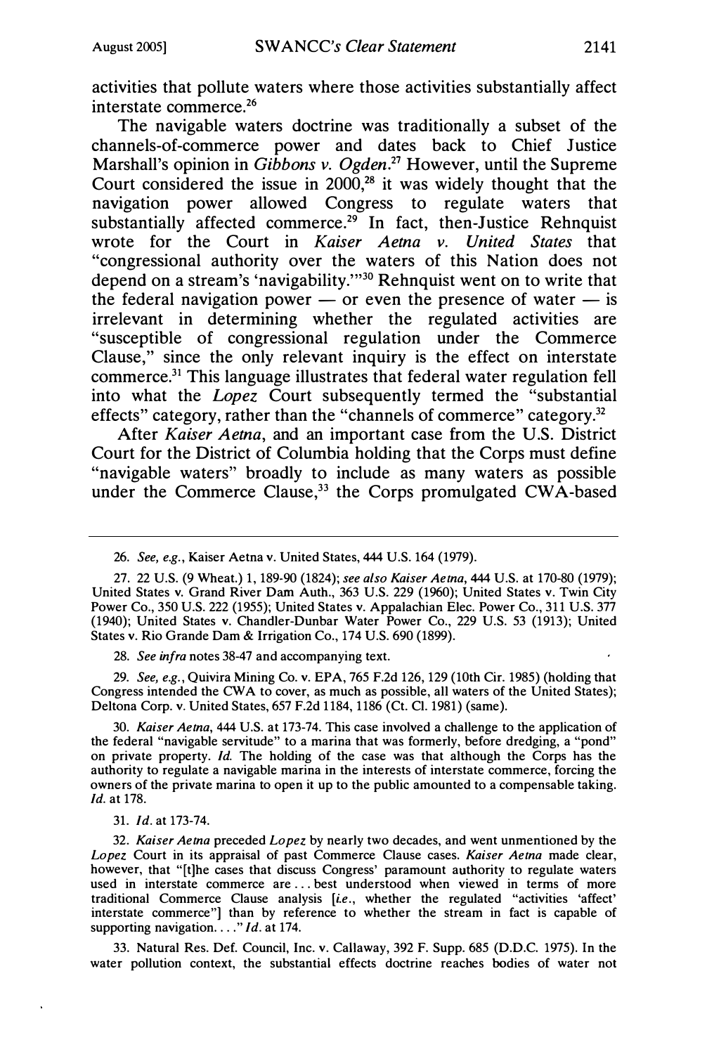activities that pollute waters where those activities substantially affect interstate commerce.[26]

The navigable waters doctrine was traditionally a subset of the channels-of-commerce power and dates back to Chief Justice Marshall's opinion in *Gibbons v. Ogden*.[27] However, until the Supreme Court considered the issue in 2000,[28] it was widely thought that the navigation power allowed Congress to regulate waters that substantially affected commerce.[29] In fact, then-Justice Rehnquist wrote for the Court in *Kaiser Aetna v. United States* that "congressional authority over the waters of this Nation does not depend on a stream's 'navigability.'"[30] Rehnquist went on to write that the federal navigation power — or even the presence of water — is irrelevant in determining whether the regulated activities are "susceptible of congressional regulation under the Commerce Clause," since the only relevant inquiry is the effect on interstate commerce.[31] This language illustrates that federal water regulation fell into what the *Lopez* Court subsequently termed the "substantial effects" category, rather than the "channels of commerce" category.[32]

After *Kaiser Aetna*, and an important case from the U.S. District Court for the District of Columbia holding that the Corps must define "navigable waters" broadly to include as many waters as possible under the Commerce Clause,[33] the Corps promulgated CWA-based

---

26. *See, e.g.*, Kaiser Aetna v. United States, 444 U.S. 164 (1979).

27. 22 U.S. (9 Wheat.) 1, 189-90 (1824); *see also Kaiser Aetna*, 444 U.S. at 170-80 (1979); United States v. Grand River Dam Auth., 363 U.S. 229 (1960); United States v. Twin City Power Co., 350 U.S. 222 (1955); United States v. Appalachian Elec. Power Co., 311 U.S. 377 (1940); United States v. Chandler-Dunbar Water Power Co., 229 U.S. 53 (1913); United States v. Rio Grande Dam & Irrigation Co., 174 U.S. 690 (1899).

28. *See infra* notes 38-47 and accompanying text.

29. *See, e.g.*, Quivira Mining Co. v. EPA, 765 F.2d 126, 129 (10th Cir. 1985) (holding that Congress intended the CWA to cover, as much as possible, all waters of the United States); Deltona Corp. v. United States, 657 F.2d 1184, 1186 (Ct. Cl. 1981) (same).

30. *Kaiser Aetna*, 444 U.S. at 173-74. This case involved a challenge to the application of the federal "navigable servitude" to a marina that was formerly, before dredging, a "pond" on private property. *Id.* The holding of the case was that although the Corps has the authority to regulate a navigable marina in the interests of interstate commerce, forcing the owners of the private marina to open it up to the public amounted to a compensable taking. *Id.* at 178.

31. *Id.* at 173-74.

32. *Kaiser Aetna* preceded *Lopez* by nearly two decades, and went unmentioned by the *Lopez* Court in its appraisal of past Commerce Clause cases. *Kaiser Aetna* made clear, however, that "[t]he cases that discuss Congress' paramount authority to regulate waters used in interstate commerce are . . . best understood when viewed in terms of more traditional Commerce Clause analysis [*i.e.*, whether the regulated "activities 'affect' interstate commerce"] than by reference to whether the stream in fact is capable of supporting navigation. . . ." *Id.* at 174.

33. Natural Res. Def. Council, Inc. v. Callaway, 392 F. Supp. 685 (D.D.C. 1975). In the water pollution context, the substantial effects doctrine reaches bodies of water not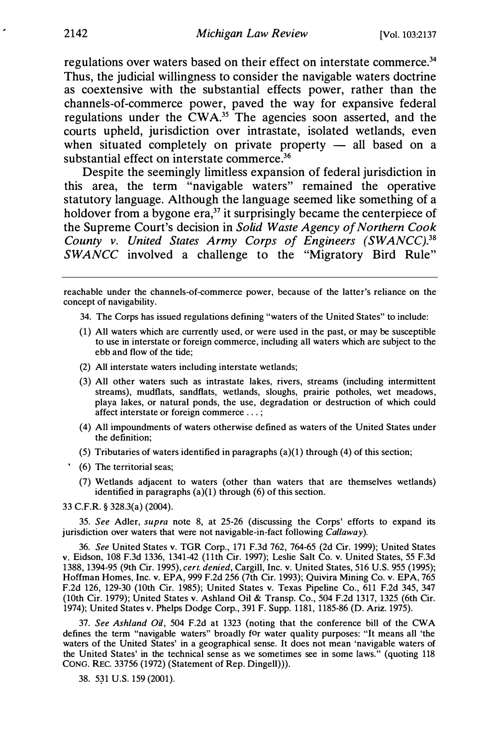regulations over waters based on their effect on interstate commerce.[34] Thus, the judicial willingness to consider the navigable waters doctrine as coextensive with the substantial effects power, rather than the channels-of-commerce power, paved the way for expansive federal regulations under the CWA.[35] The agencies soon asserted, and the courts upheld, jurisdiction over intrastate, isolated wetlands, even when situated completely on private property — all based on a substantial effect on interstate commerce.[36]

Despite the seemingly limitless expansion of federal jurisdiction in this area, the term "navigable waters" remained the operative statutory language. Although the language seemed like something of a holdover from a bygone era,[37] it surprisingly became the centerpiece of the Supreme Court's decision in *Solid Waste Agency of Northern Cook County v. United States Army Corps of Engineers (SWANCC)*.[38] *SWANCC* involved a challenge to the "Migratory Bird Rule"

---

reachable under the channels-of-commerce power, because of the latter's reliance on the concept of navigability.

34. The Corps has issued regulations defining "waters of the United States" to include:

(1) All waters which are currently used, or were used in the past, or may be susceptible to use in interstate or foreign commerce, including all waters which are subject to the ebb and flow of the tide;

(2) All interstate waters including interstate wetlands;

(3) All other waters such as intrastate lakes, rivers, streams (including intermittent streams), mudflats, sandflats, wetlands, sloughs, prairie potholes, wet meadows, playa lakes, or natural ponds, the use, degradation or destruction of which could affect interstate or foreign commerce . . . ;

(4) All impoundments of waters otherwise defined as waters of the United States under the definition;

(5) Tributaries of waters identified in paragraphs (a)(1) through (4) of this section;

(6) The territorial seas;

(7) Wetlands adjacent to waters (other than waters that are themselves wetlands) identified in paragraphs (a)(1) through (6) of this section.

33 C.F.R. § 328.3(a) (2004).

35. *See* Adler, *supra* note 8, at 25-26 (discussing the Corps' efforts to expand its jurisdiction over waters that were not navigable-in-fact following *Callaway*).

36. *See* United States v. TGR Corp., 171 F.3d 762, 764-65 (2d Cir. 1999); United States v. Eidson, 108 F.3d 1336, 1341-42 (11th Cir. 1997); Leslie Salt Co. v. United States, 55 F.3d 1388, 1394-95 (9th Cir. 1995), *cert. denied*, Cargill, Inc. v. United States, 516 U.S. 955 (1995); Hoffman Homes, Inc. v. EPA, 999 F.2d 256 (7th Cir. 1993); Quivira Mining Co. v. EPA, 765 F.2d 126, 129-30 (10th Cir. 1985); United States v. Texas Pipeline Co., 611 F.2d 345, 347 (10th Cir. 1979); United States v. Ashland Oil & Transp. Co., 504 F.2d 1317, 1325 (6th Cir. 1974); United States v. Phelps Dodge Corp., 391 F. Supp. 1181, 1185-86 (D. Ariz. 1975).

37. *See Ashland Oil*, 504 F.2d at 1323 (noting that the conference bill of the CWA defines the term "navigable waters" broadly for water quality purposes: "It means all 'the waters of the United States' in a geographical sense. It does not mean 'navigable waters of the United States' in the technical sense as we sometimes see in some laws." (quoting 118 CONG. REC. 33756 (1972) (Statement of Rep. Dingell))).

38. 531 U.S. 159 (2001).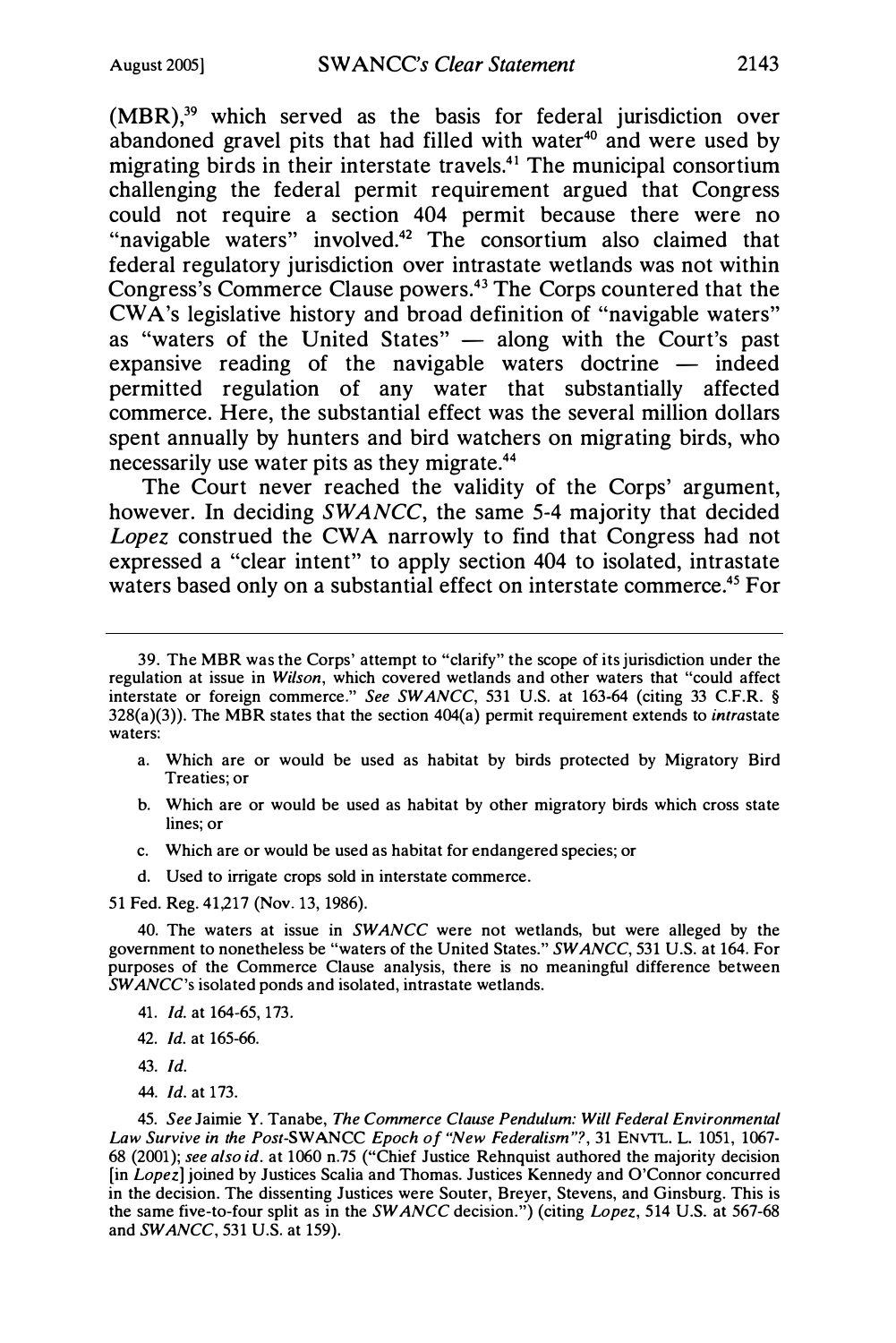(MBR),[39] which served as the basis for federal jurisdiction over abandoned gravel pits that had filled with water[40] and were used by migrating birds in their interstate travels.[41] The municipal consortium challenging the federal permit requirement argued that Congress could not require a section 404 permit because there were no "navigable waters" involved.[42] The consortium also claimed that federal regulatory jurisdiction over intrastate wetlands was not within Congress's Commerce Clause powers.[43] The Corps countered that the CWA's legislative history and broad definition of "navigable waters" as "waters of the United States" — along with the Court's past expansive reading of the navigable waters doctrine — indeed permitted regulation of any water that substantially affected commerce. Here, the substantial effect was the several million dollars spent annually by hunters and bird watchers on migrating birds, who necessarily use water pits as they migrate.[44]

The Court never reached the validity of the Corps' argument, however. In deciding *SWANCC*, the same 5-4 majority that decided *Lopez* construed the CWA narrowly to find that Congress had not expressed a "clear intent" to apply section 404 to isolated, intrastate waters based only on a substantial effect on interstate commerce.[45] For

---

39. The MBR was the Corps' attempt to "clarify" the scope of its jurisdiction under the regulation at issue in *Wilson*, which covered wetlands and other waters that "could affect interstate or foreign commerce." *See SWANCC*, 531 U.S. at 163-64 (citing 33 C.F.R. § 328(a)(3)). The MBR states that the section 404(a) permit requirement extends to *intra*state waters:

a. Which are or would be used as habitat by birds protected by Migratory Bird Treaties; or

b. Which are or would be used as habitat by other migratory birds which cross state lines; or

c. Which are or would be used as habitat for endangered species; or

d. Used to irrigate crops sold in interstate commerce.

51 Fed. Reg. 41,217 (Nov. 13, 1986).

40. The waters at issue in *SWANCC* were not wetlands, but were alleged by the government to nonetheless be "waters of the United States." *SWANCC*, 531 U.S. at 164. For purposes of the Commerce Clause analysis, there is no meaningful difference between *SWANCC*'s isolated ponds and isolated, intrastate wetlands.

41. *Id.* at 164-65, 173.

42. *Id.* at 165-66.

43. *Id.*

44. *Id.* at 173.

45. *See* Jaimie Y. Tanabe, *The Commerce Clause Pendulum: Will Federal Environmental Law Survive in the Post-*SWANCC *Epoch of "New Federalism"?*, 31 ENVTL. L. 1051, 1067-68 (2001); *see also id.* at 1060 n.75 ("Chief Justice Rehnquist authored the majority decision [in *Lopez*] joined by Justices Scalia and Thomas. Justices Kennedy and O'Connor concurred in the decision. The dissenting Justices were Souter, Breyer, Stevens, and Ginsburg. This is the same five-to-four split as in the *SWANCC* decision.") (citing *Lopez*, 514 U.S. at 567-68 and *SWANCC*, 531 U.S. at 159).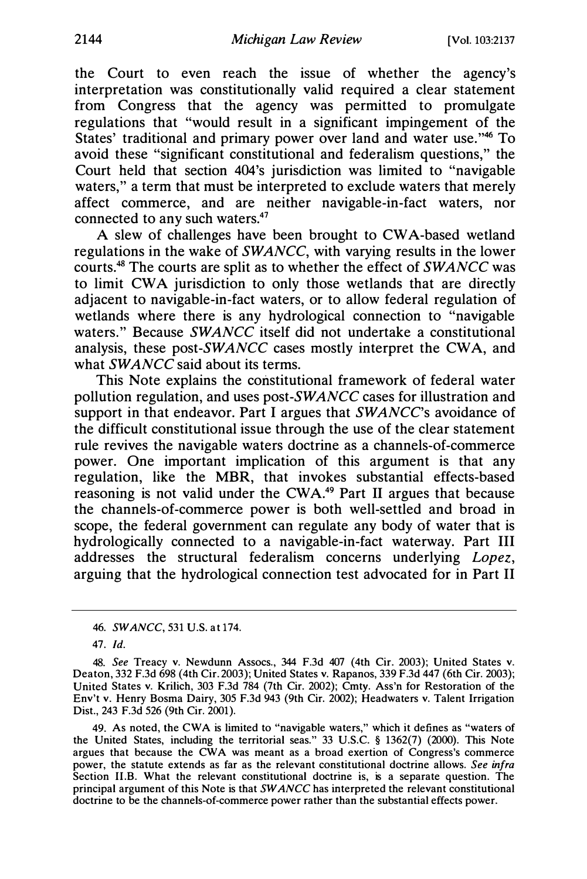the Court to even reach the issue of whether the agency's interpretation was constitutionally valid required a clear statement from Congress that the agency was permitted to promulgate regulations that "would result in a significant impingement of the States' traditional and primary power over land and water use."[46] To avoid these "significant constitutional and federalism questions," the Court held that section 404's jurisdiction was limited to "navigable waters," a term that must be interpreted to exclude waters that merely affect commerce, and are neither navigable-in-fact waters, nor connected to any such waters.[47]

A slew of challenges have been brought to CWA-based wetland regulations in the wake of *SWANCC*, with varying results in the lower courts.[48] The courts are split as to whether the effect of *SWANCC* was to limit CWA jurisdiction to only those wetlands that are directly adjacent to navigable-in-fact waters, or to allow federal regulation of wetlands where there is any hydrological connection to "navigable waters." Because *SWANCC* itself did not undertake a constitutional analysis, these post-*SWANCC* cases mostly interpret the CWA, and what *SWANCC* said about its terms.

This Note explains the constitutional framework of federal water pollution regulation, and uses post-*SWANCC* cases for illustration and support in that endeavor. Part I argues that *SWANCC*'s avoidance of the difficult constitutional issue through the use of the clear statement rule revives the navigable waters doctrine as a channels-of-commerce power. One important implication of this argument is that any regulation, like the MBR, that invokes substantial effects-based reasoning is not valid under the CWA.[49] Part II argues that because the channels-of-commerce power is both well-settled and broad in scope, the federal government can regulate any body of water that is hydrologically connected to a navigable-in-fact waterway. Part III addresses the structural federalism concerns underlying *Lopez*, arguing that the hydrological connection test advocated for in Part II

---

46. *SWANCC*, 531 U.S. at 174.

47. *Id.*

48. *See* Treacy v. Newdunn Assocs., 344 F.3d 407 (4th Cir. 2003); United States v. Deaton, 332 F.3d 698 (4th Cir. 2003); United States v. Rapanos, 339 F.3d 447 (6th Cir. 2003); United States v. Krilich, 303 F.3d 784 (7th Cir. 2002); Cmty. Ass'n for Restoration of the Env't v. Henry Bosma Dairy, 305 F.3d 943 (9th Cir. 2002); Headwaters v. Talent Irrigation Dist., 243 F.3d 526 (9th Cir. 2001).

49. As noted, the CWA is limited to "navigable waters," which it defines as "waters of the United States, including the territorial seas." 33 U.S.C. § 1362(7) (2000). This Note argues that because the CWA was meant as a broad exertion of Congress's commerce power, the statute extends as far as the relevant constitutional doctrine allows. *See infra* Section II.B. What the relevant constitutional doctrine is, is a separate question. The principal argument of this Note is that *SWANCC* has interpreted the relevant constitutional doctrine to be the channels-of-commerce power rather than the substantial effects power.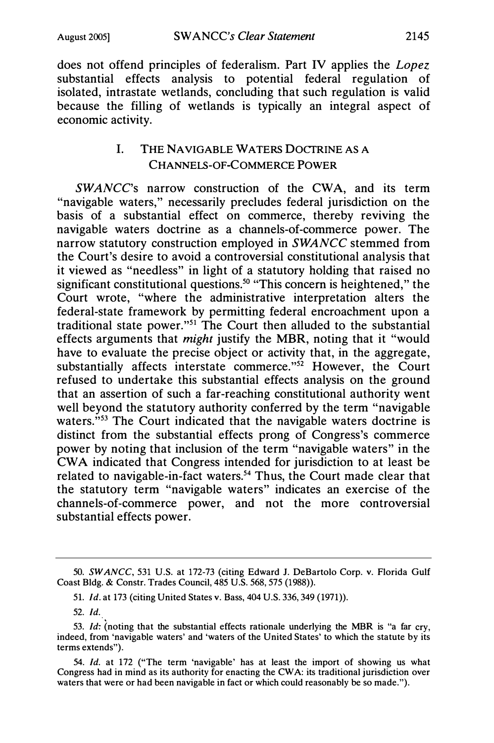does not offend principles of federalism. Part IV applies the *Lopez* substantial effects analysis to potential federal regulation of isolated, intrastate wetlands, concluding that such regulation is valid because the filling of wetlands is typically an integral aspect of economic activity.

## I. The Navigable Waters Doctrine as a Channels-of-Commerce Power

*SWANCC*'s narrow construction of the CWA, and its term "navigable waters," necessarily precludes federal jurisdiction on the basis of a substantial effect on commerce, thereby reviving the navigable waters doctrine as a channels-of-commerce power. The narrow statutory construction employed in *SWANCC* stemmed from the Court's desire to avoid a controversial constitutional analysis that it viewed as "needless" in light of a statutory holding that raised no significant constitutional questions.[50] "This concern is heightened," the Court wrote, "where the administrative interpretation alters the federal-state framework by permitting federal encroachment upon a traditional state power."[51] The Court then alluded to the substantial effects arguments that *might* justify the MBR, noting that it "would have to evaluate the precise object or activity that, in the aggregate, substantially affects interstate commerce."[52] However, the Court refused to undertake this substantial effects analysis on the ground that an assertion of such a far-reaching constitutional authority went well beyond the statutory authority conferred by the term "navigable waters."[53] The Court indicated that the navigable waters doctrine is distinct from the substantial effects prong of Congress's commerce power by noting that inclusion of the term "navigable waters" in the CWA indicated that Congress intended for jurisdiction to at least be related to navigable-in-fact waters.[54] Thus, the Court made clear that the statutory term "navigable waters" indicates an exercise of the channels-of-commerce power, and not the more controversial substantial effects power.

---

50. *SWANCC*, 531 U.S. at 172-73 (citing Edward J. DeBartolo Corp. v. Florida Gulf Coast Bldg. & Constr. Trades Council, 485 U.S. 568, 575 (1988)).

51. *Id.* at 173 (citing United States v. Bass, 404 U.S. 336, 349 (1971)).

52. *Id.*

53. *Id.* (noting that the substantial effects rationale underlying the MBR is "a far cry, indeed, from 'navigable waters' and 'waters of the United States' to which the statute by its terms extends").

54. *Id.* at 172 ("The term 'navigable' has at least the import of showing us what Congress had in mind as its authority for enacting the CWA: its traditional jurisdiction over waters that were or had been navigable in fact or which could reasonably be so made.").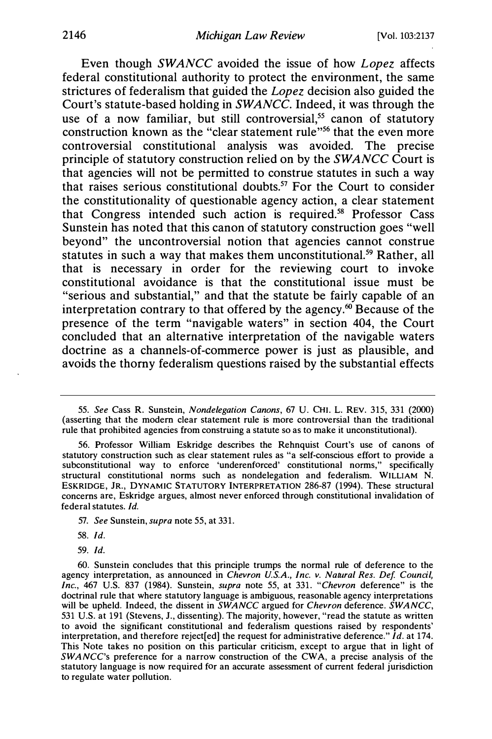Even though *SWANCC* avoided the issue of how *Lopez* affects federal constitutional authority to protect the environment, the same strictures of federalism that guided the *Lopez* decision also guided the Court's statute-based holding in *SWANCC*. Indeed, it was through the use of a now familiar, but still controversial,[55] canon of statutory construction known as the "clear statement rule"[56] that the even more controversial constitutional analysis was avoided. The precise principle of statutory construction relied on by the *SWANCC* Court is that agencies will not be permitted to construe statutes in such a way that raises serious constitutional doubts.[57] For the Court to consider the constitutionality of questionable agency action, a clear statement that Congress intended such action is required.[58] Professor Cass Sunstein has noted that this canon of statutory construction goes "well beyond" the uncontroversial notion that agencies cannot construe statutes in such a way that makes them unconstitutional.[59] Rather, all that is necessary in order for the reviewing court to invoke constitutional avoidance is that the constitutional issue must be "serious and substantial," and that the statute be fairly capable of an interpretation contrary to that offered by the agency.[60] Because of the presence of the term "navigable waters" in section 404, the Court concluded that an alternative interpretation of the navigable waters doctrine as a channels-of-commerce power is just as plausible, and avoids the thorny federalism questions raised by the substantial effects

---

55. *See* Cass R. Sunstein, *Nondelegation Canons*, 67 U. CHI. L. REV. 315, 331 (2000) (asserting that the modern clear statement rule is more controversial than the traditional rule that prohibited agencies from construing a statute so as to make it unconstitutional).

56. Professor William Eskridge describes the Rehnquist Court's use of canons of statutory construction such as clear statement rules as "a self-conscious effort to provide a subconstitutional way to enforce 'underenforced' constitutional norms," specifically structural constitutional norms such as nondelegation and federalism. WILLIAM N. ESKRIDGE, JR., DYNAMIC STATUTORY INTERPRETATION 286-87 (1994). These structural concerns are, Eskridge argues, almost never enforced through constitutional invalidation of federal statutes. *Id.*

57. *See* Sunstein, *supra* note 55, at 331.

58. *Id.*

59. *Id.*

60. Sunstein concludes that this principle trumps the normal rule of deference to the agency interpretation, as announced in *Chevron U.S.A., Inc. v. Natural Res. Def. Council, Inc.*, 467 U.S. 837 (1984). Sunstein, *supra* note 55, at 331. "*Chevron* deference" is the doctrinal rule that where statutory language is ambiguous, reasonable agency interpretations will be upheld. Indeed, the dissent in *SWANCC* argued for *Chevron* deference. *SWANCC*, 531 U.S. at 191 (Stevens, J., dissenting). The majority, however, "read the statute as written to avoid the significant constitutional and federalism questions raised by respondents' interpretation, and therefore reject[ed] the request for administrative deference." *Id.* at 174. This Note takes no position on this particular criticism, except to argue that in light of *SWANCC*'s preference for a narrow construction of the CWA, a precise analysis of the statutory language is now required for an accurate assessment of current federal jurisdiction to regulate water pollution.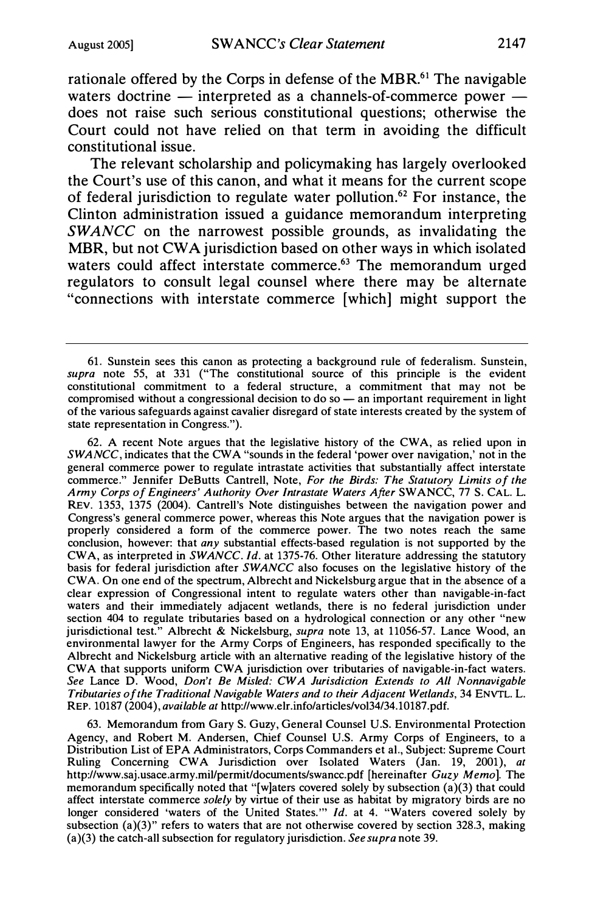rationale offered by the Corps in defense of the MBR.[61] The navigable waters doctrine — interpreted as a channels-of-commerce power — does not raise such serious constitutional questions; otherwise the Court could not have relied on that term in avoiding the difficult constitutional issue.

The relevant scholarship and policymaking has largely overlooked the Court's use of this canon, and what it means for the current scope of federal jurisdiction to regulate water pollution.[62] For instance, the Clinton administration issued a guidance memorandum interpreting *SWANCC* on the narrowest possible grounds, as invalidating the MBR, but not CWA jurisdiction based on other ways in which isolated waters could affect interstate commerce.[63] The memorandum urged regulators to consult legal counsel where there may be alternate "connections with interstate commerce [which] might support the

---

61. Sunstein sees this canon as protecting a background rule of federalism. Sunstein, *supra* note 55, at 331 ("The constitutional source of this principle is the evident constitutional commitment to a federal structure, a commitment that may not be compromised without a congressional decision to do so — an important requirement in light of the various safeguards against cavalier disregard of state interests created by the system of state representation in Congress.").

62. A recent Note argues that the legislative history of the CWA, as relied upon in *SWANCC*, indicates that the CWA "sounds in the federal 'power over navigation,' not in the general commerce power to regulate intrastate activities that substantially affect interstate commerce." Jennifer DeButts Cantrell, Note, *For the Birds: The Statutory Limits of the Army Corps of Engineers' Authority Over Intrastate Waters After* SWANCC, 77 S. CAL. L. REV. 1353, 1375 (2004). Cantrell's Note distinguishes between the navigation power and Congress's general commerce power, whereas this Note argues that the navigation power is properly considered a form of the commerce power. The two notes reach the same conclusion, however: that *any* substantial effects-based regulation is not supported by the CWA, as interpreted in *SWANCC*. *Id.* at 1375-76. Other literature addressing the statutory basis for federal jurisdiction after *SWANCC* also focuses on the legislative history of the CWA. On one end of the spectrum, Albrecht and Nickelsburg argue that in the absence of a clear expression of Congressional intent to regulate waters other than navigable-in-fact waters and their immediately adjacent wetlands, there is no federal jurisdiction under section 404 to regulate tributaries based on a hydrological connection or any other "new jurisdictional test." Albrecht & Nickelsburg, *supra* note 13, at 11056-57. Lance Wood, an environmental lawyer for the Army Corps of Engineers, has responded specifically to the Albrecht and Nickelsburg article with an alternative reading of the legislative history of the CWA that supports uniform CWA jurisdiction over tributaries of navigable-in-fact waters. *See* Lance D. Wood, *Don't Be Misled: CWA Jurisdiction Extends to All Nonnavigable Tributaries of the Traditional Navigable Waters and to their Adjacent Wetlands*, 34 ENVTL. L. REP. 10187 (2004), *available at* http://www.elr.info/articles/vol34/34.10187.pdf.

63. Memorandum from Gary S. Guzy, General Counsel U.S. Environmental Protection Agency, and Robert M. Andersen, Chief Counsel U.S. Army Corps of Engineers, to a Distribution List of EPA Administrators, Corps Commanders et al., Subject: Supreme Court Ruling Concerning CWA Jurisdiction over Isolated Waters (Jan. 19, 2001), *at* http://www.saj.usace.army.mil/permit/documents/swancc.pdf [hereinafter *Guzy Memo*]. The memorandum specifically noted that "[w]aters covered solely by subsection (a)(3) that could affect interstate commerce *solely* by virtue of their use as habitat by migratory birds are no longer considered 'waters of the United States.'" *Id.* at 4. "Waters covered solely by subsection (a)(3)" refers to waters that are not otherwise covered by section 328.3, making (a)(3) the catch-all subsection for regulatory jurisdiction. *See supra* note 39.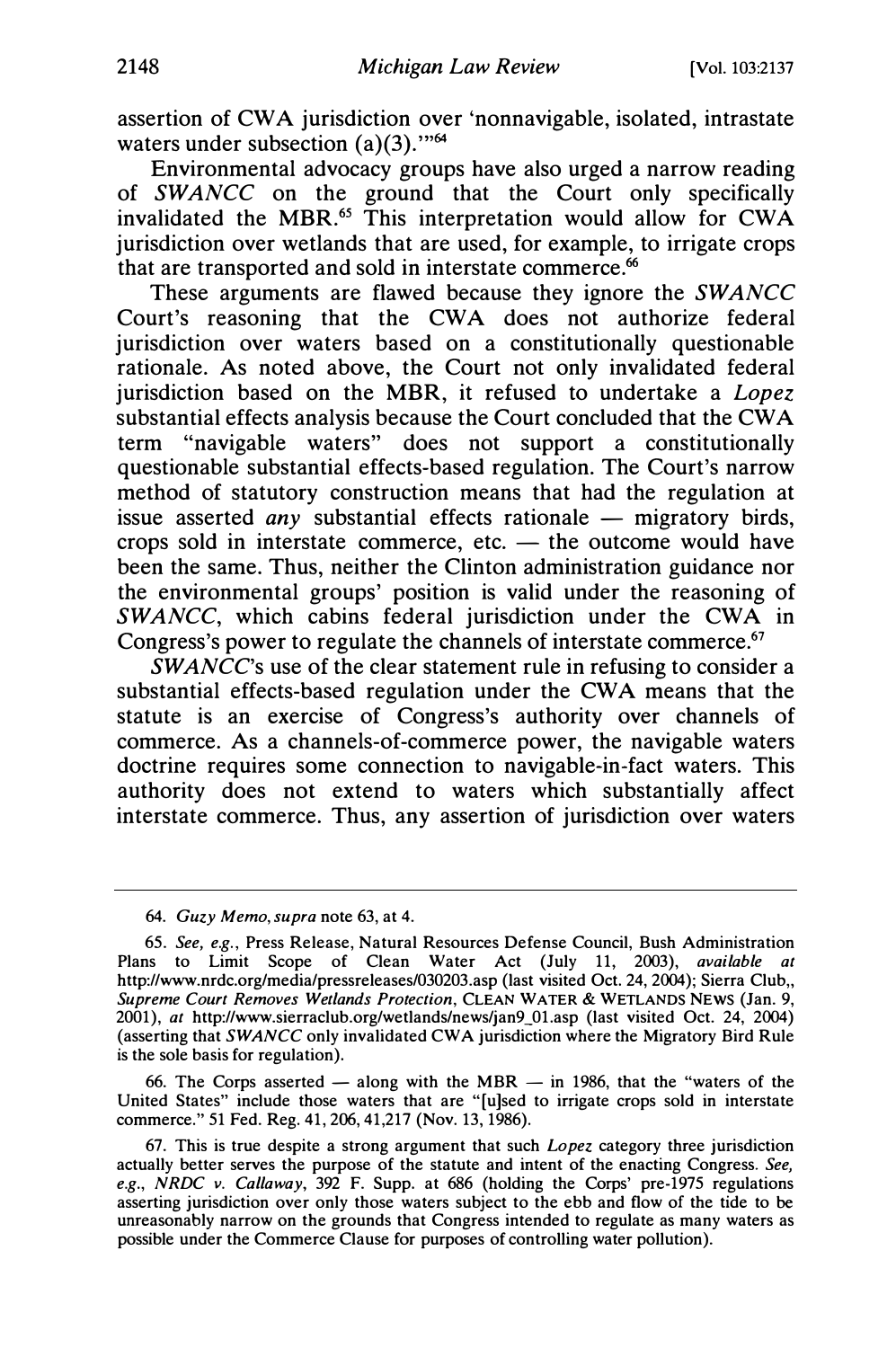assertion of CWA jurisdiction over 'nonnavigable, isolated, intrastate waters under subsection (a)(3).'"[64]

Environmental advocacy groups have also urged a narrow reading of *SWANCC* on the ground that the Court only specifically invalidated the MBR.[65] This interpretation would allow for CWA jurisdiction over wetlands that are used, for example, to irrigate crops that are transported and sold in interstate commerce.[66]

These arguments are flawed because they ignore the *SWANCC* Court's reasoning that the CWA does not authorize federal jurisdiction over waters based on a constitutionally questionable rationale. As noted above, the Court not only invalidated federal jurisdiction based on the MBR, it refused to undertake a *Lopez* substantial effects analysis because the Court concluded that the CWA term "navigable waters" does not support a constitutionally questionable substantial effects-based regulation. The Court's narrow method of statutory construction means that had the regulation at issue asserted *any* substantial effects rationale — migratory birds, crops sold in interstate commerce, etc. — the outcome would have been the same. Thus, neither the Clinton administration guidance nor the environmental groups' position is valid under the reasoning of *SWANCC*, which cabins federal jurisdiction under the CWA in Congress's power to regulate the channels of interstate commerce.[67]

*SWANCC*'s use of the clear statement rule in refusing to consider a substantial effects-based regulation under the CWA means that the statute is an exercise of Congress's authority over channels of commerce. As a channels-of-commerce power, the navigable waters doctrine requires some connection to navigable-in-fact waters. This authority does not extend to waters which substantially affect interstate commerce. Thus, any assertion of jurisdiction over waters

---

64. *Guzy Memo*, *supra* note 63, at 4.

65. *See, e.g.*, Press Release, Natural Resources Defense Council, Bush Administration Plans to Limit Scope of Clean Water Act (July 11, 2003), *available at* http://www.nrdc.org/media/pressreleases/030203.asp (last visited Oct. 24, 2004); Sierra Club,, *Supreme Court Removes Wetlands Protection*, CLEAN WATER & WETLANDS NEWS (Jan. 9, 2001), *at* http://www.sierraclub.org/wetlands/news/jan9_01.asp (last visited Oct. 24, 2004) (asserting that *SWANCC* only invalidated CWA jurisdiction where the Migratory Bird Rule is the sole basis for regulation).

66. The Corps asserted — along with the MBR — in 1986, that the "waters of the United States" include those waters that are "[u]sed to irrigate crops sold in interstate commerce." 51 Fed. Reg. 41, 206, 41,217 (Nov. 13, 1986).

67. This is true despite a strong argument that such *Lopez* category three jurisdiction actually better serves the purpose of the statute and intent of the enacting Congress. *See, e.g.*, *NRDC v. Callaway*, 392 F. Supp. at 686 (holding the Corps' pre-1975 regulations asserting jurisdiction over only those waters subject to the ebb and flow of the tide to be unreasonably narrow on the grounds that Congress intended to regulate as many waters as possible under the Commerce Clause for purposes of controlling water pollution).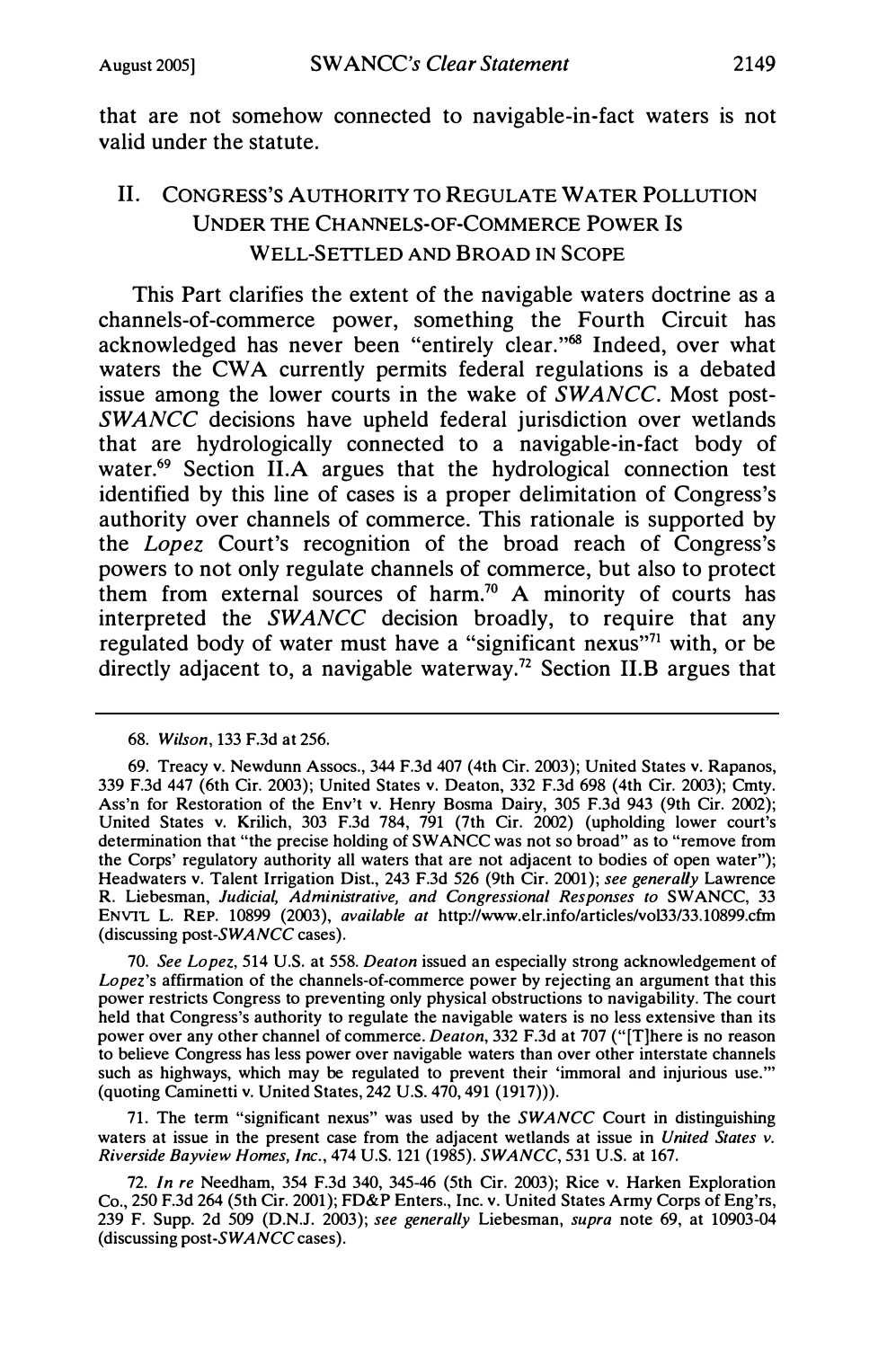that are not somehow connected to navigable-in-fact waters is not valid under the statute.

## II. CONGRESS'S AUTHORITY TO REGULATE WATER POLLUTION UNDER THE CHANNELS-OF-COMMERCE POWER IS WELL-SETTLED AND BROAD IN SCOPE

This Part clarifies the extent of the navigable waters doctrine as a channels-of-commerce power, something the Fourth Circuit has acknowledged has never been "entirely clear."[68] Indeed, over what waters the CWA currently permits federal regulations is a debated issue among the lower courts in the wake of *SWANCC*. Most post-*SWANCC* decisions have upheld federal jurisdiction over wetlands that are hydrologically connected to a navigable-in-fact body of water.[69] Section II.A argues that the hydrological connection test identified by this line of cases is a proper delimitation of Congress's authority over channels of commerce. This rationale is supported by the *Lopez* Court's recognition of the broad reach of Congress's powers to not only regulate channels of commerce, but also to protect them from external sources of harm.[70] A minority of courts has interpreted the *SWANCC* decision broadly, to require that any regulated body of water must have a "significant nexus"[71] with, or be directly adjacent to, a navigable waterway.[72] Section II.B argues that

---

68. *Wilson*, 133 F.3d at 256.

69. Treacy v. Newdunn Assocs., 344 F.3d 407 (4th Cir. 2003); United States v. Rapanos, 339 F.3d 447 (6th Cir. 2003); United States v. Deaton, 332 F.3d 698 (4th Cir. 2003); Cmty. Ass'n for Restoration of the Env't v. Henry Bosma Dairy, 305 F.3d 943 (9th Cir. 2002); United States v. Krilich, 303 F.3d 784, 791 (7th Cir. 2002) (upholding lower court's determination that "the precise holding of SWANCC was not so broad" as to "remove from the Corps' regulatory authority all waters that are not adjacent to bodies of open water"); Headwaters v. Talent Irrigation Dist., 243 F.3d 526 (9th Cir. 2001); *see generally* Lawrence R. Liebesman, *Judicial, Administrative, and Congressional Responses to* SWANCC, 33 ENVTL. L. REP. 10899 (2003), *available at* http://www.elr.info/articles/vol33/33.10899.cfm (discussing post-*SWANCC* cases).

70. *See Lopez*, 514 U.S. at 558. *Deaton* issued an especially strong acknowledgement of *Lopez*'s affirmation of the channels-of-commerce power by rejecting an argument that this power restricts Congress to preventing only physical obstructions to navigability. The court held that Congress's authority to regulate the navigable waters is no less extensive than its power over any other channel of commerce. *Deaton*, 332 F.3d at 707 ("[T]here is no reason to believe Congress has less power over navigable waters than over other interstate channels such as highways, which may be regulated to prevent their 'immoral and injurious use.'" (quoting Caminetti v. United States, 242 U.S. 470, 491 (1917))).

71. The term "significant nexus" was used by the *SWANCC* Court in distinguishing waters at issue in the present case from the adjacent wetlands at issue in *United States v. Riverside Bayview Homes, Inc.*, 474 U.S. 121 (1985). *SWANCC*, 531 U.S. at 167.

72. *In re* Needham, 354 F.3d 340, 345-46 (5th Cir. 2003); Rice v. Harken Exploration Co., 250 F.3d 264 (5th Cir. 2001); FD&P Enters., Inc. v. United States Army Corps of Eng'rs, 239 F. Supp. 2d 509 (D.N.J. 2003); *see generally* Liebesman, *supra* note 69, at 10903-04 (discussing post-*SWANCC* cases).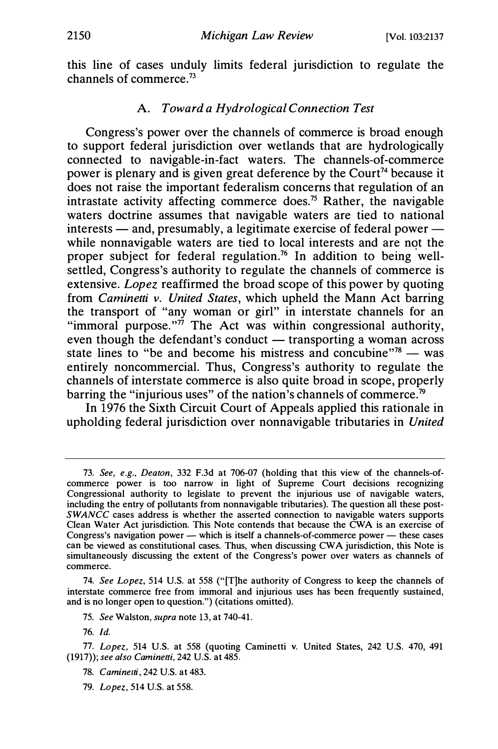this line of cases unduly limits federal jurisdiction to regulate the channels of commerce.[73]

### A. *Toward a Hydrological Connection Test*

Congress's power over the channels of commerce is broad enough to support federal jurisdiction over wetlands that are hydrologically connected to navigable-in-fact waters. The channels-of-commerce power is plenary and is given great deference by the Court[74] because it does not raise the important federalism concerns that regulation of an intrastate activity affecting commerce does.[75] Rather, the navigable waters doctrine assumes that navigable waters are tied to national interests — and, presumably, a legitimate exercise of federal power — while nonnavigable waters are tied to local interests and are not the proper subject for federal regulation.[76] In addition to being well-settled, Congress's authority to regulate the channels of commerce is extensive. *Lopez* reaffirmed the broad scope of this power by quoting from *Caminetti v. United States*, which upheld the Mann Act barring the transport of "any woman or girl" in interstate channels for an "immoral purpose."[77] The Act was within congressional authority, even though the defendant's conduct — transporting a woman across state lines to "be and become his mistress and concubine"[78] — was entirely noncommercial. Thus, Congress's authority to regulate the channels of interstate commerce is also quite broad in scope, properly barring the "injurious uses" of the nation's channels of commerce.[79]

In 1976 the Sixth Circuit Court of Appeals applied this rationale in upholding federal jurisdiction over nonnavigable tributaries in *United*

---

73. *See, e.g.*, *Deaton*, 332 F.3d at 706-07 (holding that this view of the channels-of-commerce power is too narrow in light of Supreme Court decisions recognizing Congressional authority to legislate to prevent the injurious use of navigable waters, including the entry of pollutants from nonnavigable tributaries). The question all these post-*SWANCC* cases address is whether the asserted connection to navigable waters supports Clean Water Act jurisdiction. This Note contends that because the CWA is an exercise of Congress's navigation power — which is itself a channels-of-commerce power — these cases can be viewed as constitutional cases. Thus, when discussing CWA jurisdiction, this Note is simultaneously discussing the extent of the Congress's power over waters as channels of commerce.

74. *See Lopez*, 514 U.S. at 558 ("[T]he authority of Congress to keep the channels of interstate commerce free from immoral and injurious uses has been frequently sustained, and is no longer open to question.") (citations omitted).

75. *See* Walston, *supra* note 13, at 740-41.

76. *Id.*

77. *Lopez*, 514 U.S. at 558 (quoting Caminetti v. United States, 242 U.S. 470, 491 (1917)); *see also Caminetti*, 242 U.S. at 485.

78. *Caminetti*, 242 U.S. at 483.

79. *Lopez*, 514 U.S. at 558.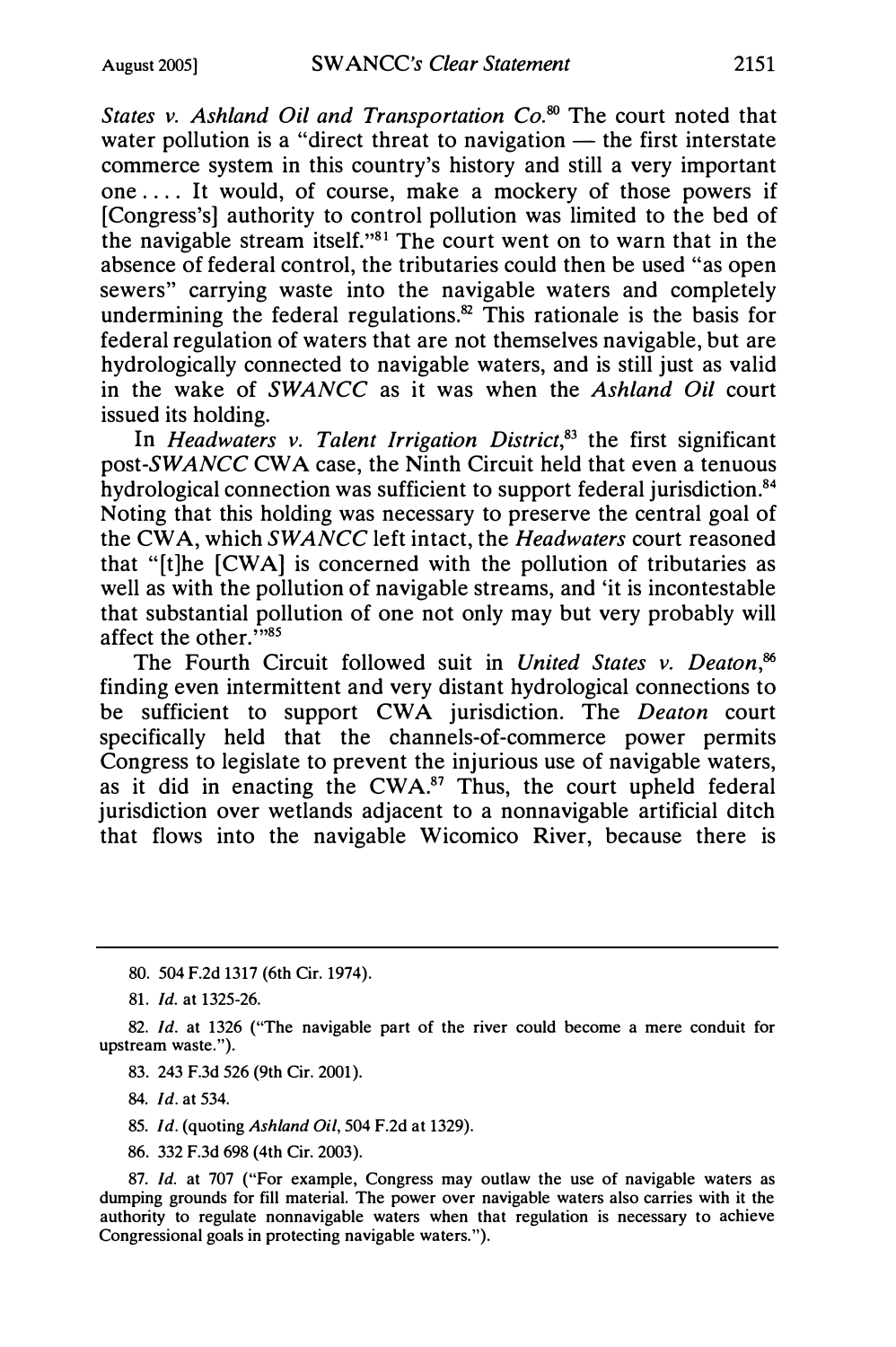*States v. Ashland Oil and Transportation Co.*[80] The court noted that water pollution is a "direct threat to navigation — the first interstate commerce system in this country's history and still a very important one .... It would, of course, make a mockery of those powers if [Congress's] authority to control pollution was limited to the bed of the navigable stream itself."[81] The court went on to warn that in the absence of federal control, the tributaries could then be used "as open sewers" carrying waste into the navigable waters and completely undermining the federal regulations.[82] This rationale is the basis for federal regulation of waters that are not themselves navigable, but are hydrologically connected to navigable waters, and is still just as valid in the wake of *SWANCC* as it was when the *Ashland Oil* court issued its holding.

In *Headwaters v. Talent Irrigation District*,[83] the first significant post-*SWANCC* CWA case, the Ninth Circuit held that even a tenuous hydrological connection was sufficient to support federal jurisdiction.[84] Noting that this holding was necessary to preserve the central goal of the CWA, which *SWANCC* left intact, the *Headwaters* court reasoned that "[t]he [CWA] is concerned with the pollution of tributaries as well as with the pollution of navigable streams, and 'it is incontestable that substantial pollution of one not only may but very probably will affect the other.'"[85]

The Fourth Circuit followed suit in *United States v. Deaton*,[86] finding even intermittent and very distant hydrological connections to be sufficient to support CWA jurisdiction. The *Deaton* court specifically held that the channels-of-commerce power permits Congress to legislate to prevent the injurious use of navigable waters, as it did in enacting the CWA.[87] Thus, the court upheld federal jurisdiction over wetlands adjacent to a nonnavigable artificial ditch that flows into the navigable Wicomico River, because there is

---

80. 504 F.2d 1317 (6th Cir. 1974).

81. *Id.* at 1325-26.

82. *Id.* at 1326 ("The navigable part of the river could become a mere conduit for upstream waste.").

83. 243 F.3d 526 (9th Cir. 2001).

84. *Id.* at 534.

85. *Id.* (quoting *Ashland Oil*, 504 F.2d at 1329).

86. 332 F.3d 698 (4th Cir. 2003).

87. *Id.* at 707 ("For example, Congress may outlaw the use of navigable waters as dumping grounds for fill material. The power over navigable waters also carries with it the authority to regulate nonnavigable waters when that regulation is necessary to achieve Congressional goals in protecting navigable waters.").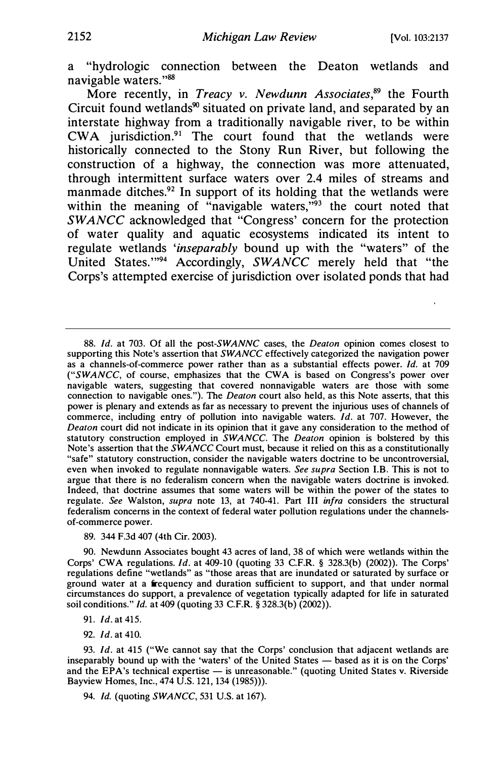a "hydrologic connection between the Deaton wetlands and navigable waters."[88]

More recently, in *Treacy v. Newdunn Associates*,[89] the Fourth Circuit found wetlands[90] situated on private land, and separated by an interstate highway from a traditionally navigable river, to be within CWA jurisdiction.[91] The court found that the wetlands were historically connected to the Stony Run River, but following the construction of a highway, the connection was more attenuated, through intermittent surface waters over 2.4 miles of streams and manmade ditches.[92] In support of its holding that the wetlands were within the meaning of "navigable waters,"[93] the court noted that *SWANCC* acknowledged that "Congress' concern for the protection of water quality and aquatic ecosystems indicated its intent to regulate wetlands '*inseparably* bound up with the "waters" of the United States.'"[94] Accordingly, *SWANCC* merely held that "the Corps's attempted exercise of jurisdiction over isolated ponds that had

---

88. *Id.* at 703. Of all the post-*SWANNC* cases, the *Deaton* opinion comes closest to supporting this Note's assertion that *SWANCC* effectively categorized the navigation power as a channels-of-commerce power rather than as a substantial effects power. *Id.* at 709 ("*SWANCC*, of course, emphasizes that the CWA is based on Congress's power over navigable waters, suggesting that covered nonnavigable waters are those with some connection to navigable ones."). The *Deaton* court also held, as this Note asserts, that this power is plenary and extends as far as necessary to prevent the injurious uses of channels of commerce, including entry of pollution into navigable waters. *Id.* at 707. However, the *Deaton* court did not indicate in its opinion that it gave any consideration to the method of statutory construction employed in *SWANCC*. The *Deaton* opinion is bolstered by this Note's assertion that the *SWANCC* Court must, because it relied on this as a constitutionally "safe" statutory construction, consider the navigable waters doctrine to be uncontroversial, even when invoked to regulate nonnavigable waters. *See supra* Section I.B. This is not to argue that there is no federalism concern when the navigable waters doctrine is invoked. Indeed, that doctrine assumes that some waters will be within the power of the states to regulate. *See* Walston, *supra* note 13, at 740-41. Part III *infra* considers the structural federalism concerns in the context of federal water pollution regulations under the channels-of-commerce power.

89. 344 F.3d 407 (4th Cir. 2003).

90. Newdunn Associates bought 43 acres of land, 38 of which were wetlands within the Corps' CWA regulations. *Id.* at 409-10 (quoting 33 C.F.R. § 328.3(b) (2002)). The Corps' regulations define "wetlands" as "those areas that are inundated or saturated by surface or ground water at a frequency and duration sufficient to support, and that under normal circumstances do support, a prevalence of vegetation typically adapted for life in saturated soil conditions." *Id.* at 409 (quoting 33 C.F.R. § 328.3(b) (2002)).

91. *Id.* at 415.

92. *Id.* at 410.

93. *Id.* at 415 ("We cannot say that the Corps' conclusion that adjacent wetlands are inseparably bound up with the 'waters' of the United States — based as it is on the Corps' and the EPA's technical expertise — is unreasonable." (quoting United States v. Riverside Bayview Homes, Inc., 474 U.S. 121, 134 (1985))).

94. *Id.* (quoting *SWANCC*, 531 U.S. at 167).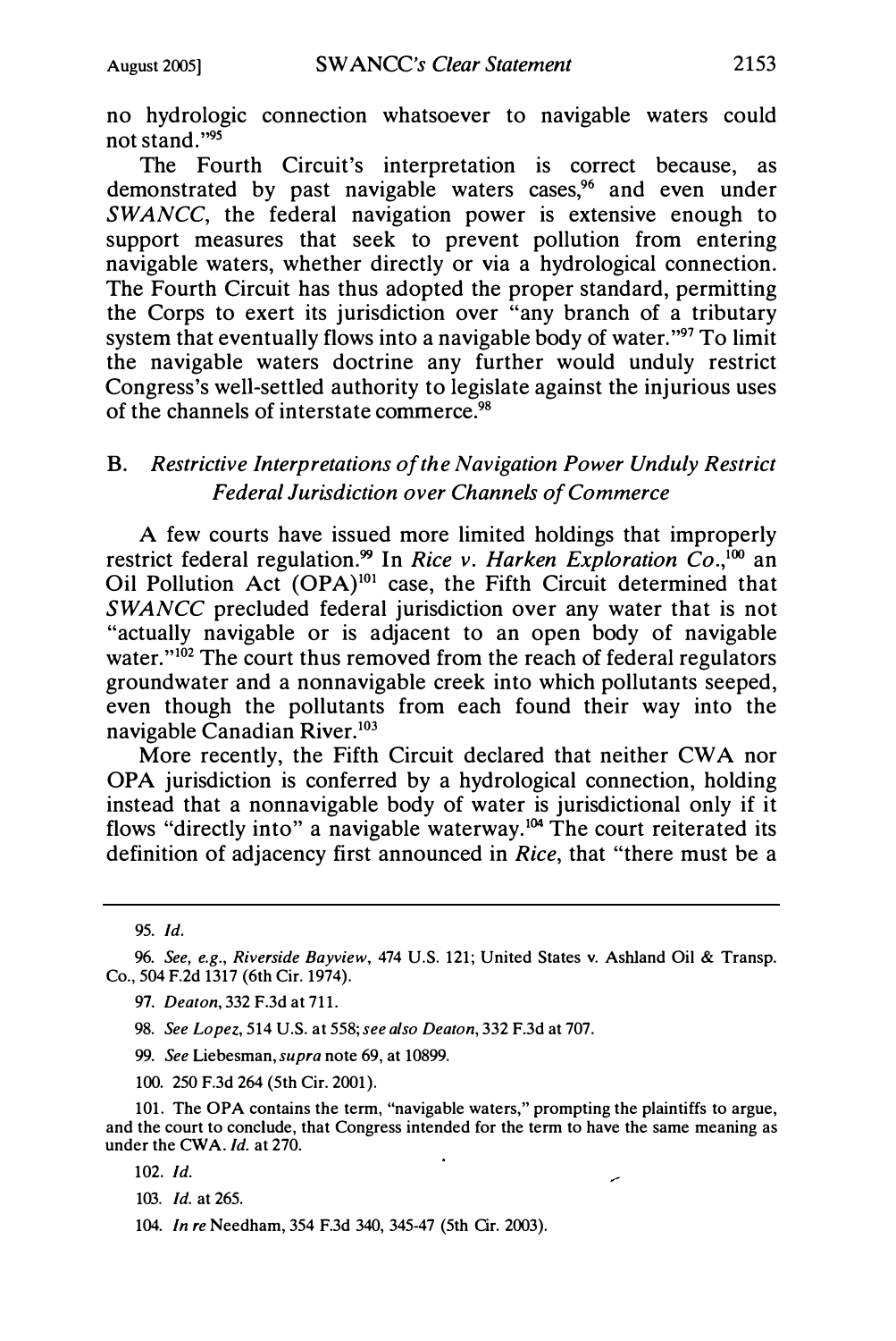no hydrologic connection whatsoever to navigable waters could not stand."[95]

The Fourth Circuit's interpretation is correct because, as demonstrated by past navigable waters cases,[96] and even under *SWANCC*, the federal navigation power is extensive enough to support measures that seek to prevent pollution from entering navigable waters, whether directly or via a hydrological connection. The Fourth Circuit has thus adopted the proper standard, permitting the Corps to exert its jurisdiction over "any branch of a tributary system that eventually flows into a navigable body of water."[97] To limit the navigable waters doctrine any further would unduly restrict Congress's well-settled authority to legislate against the injurious uses of the channels of interstate commerce.[98]

### B. *Restrictive Interpretations of the Navigation Power Unduly Restrict Federal Jurisdiction over Channels of Commerce*

A few courts have issued more limited holdings that improperly restrict federal regulation.[99] In *Rice v. Harken Exploration Co.*,[100] an Oil Pollution Act (OPA)[101] case, the Fifth Circuit determined that *SWANCC* precluded federal jurisdiction over any water that is not "actually navigable or is adjacent to an open body of navigable water."[102] The court thus removed from the reach of federal regulators groundwater and a nonnavigable creek into which pollutants seeped, even though the pollutants from each found their way into the navigable Canadian River.[103]

More recently, the Fifth Circuit declared that neither CWA nor OPA jurisdiction is conferred by a hydrological connection, holding instead that a nonnavigable body of water is jurisdictional only if it flows "directly into" a navigable waterway.[104] The court reiterated its definition of adjacency first announced in *Rice*, that "there must be a

---

95. *Id.*

96. *See, e.g.*, *Riverside Bayview*, 474 U.S. 121; United States v. Ashland Oil & Transp. Co., 504 F.2d 1317 (6th Cir. 1974).

97. *Deaton*, 332 F.3d at 711.

98. *See Lopez*, 514 U.S. at 558; *see also Deaton*, 332 F.3d at 707.

99. *See* Liebesman, *supra* note 69, at 10899.

100. 250 F.3d 264 (5th Cir. 2001).

101. The OPA contains the term, "navigable waters," prompting the plaintiffs to argue, and the court to conclude, that Congress intended for the term to have the same meaning as under the CWA. *Id.* at 270.

102. *Id.*

103. *Id.* at 265.

104. *In re* Needham, 354 F.3d 340, 345-47 (5th Cir. 2003).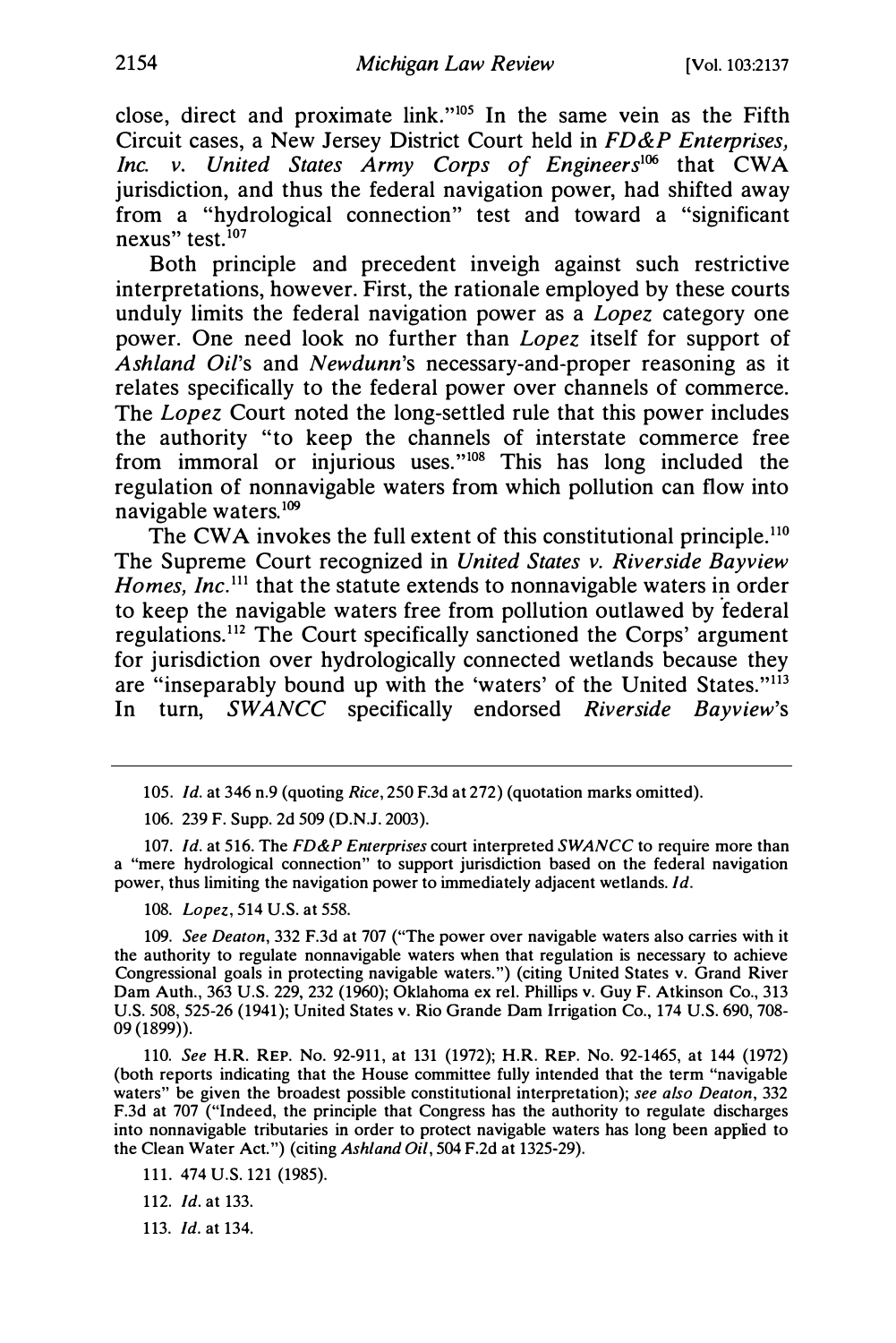close, direct and proximate link."[105] In the same vein as the Fifth Circuit cases, a New Jersey District Court held in *FD&P Enterprises, Inc. v. United States Army Corps of Engineers*[106] that CWA jurisdiction, and thus the federal navigation power, had shifted away from a "hydrological connection" test and toward a "significant nexus" test.[107]

Both principle and precedent inveigh against such restrictive interpretations, however. First, the rationale employed by these courts unduly limits the federal navigation power as a *Lopez* category one power. One need look no further than *Lopez* itself for support of *Ashland Oil*'s and *Newdunn*'s necessary-and-proper reasoning as it relates specifically to the federal power over channels of commerce. The *Lopez* Court noted the long-settled rule that this power includes the authority "to keep the channels of interstate commerce free from immoral or injurious uses."[108] This has long included the regulation of nonnavigable waters from which pollution can flow into navigable waters.[109]

The CWA invokes the full extent of this constitutional principle.[110] The Supreme Court recognized in *United States v. Riverside Bayview Homes, Inc.*[111] that the statute extends to nonnavigable waters in order to keep the navigable waters free from pollution outlawed by federal regulations.[112] The Court specifically sanctioned the Corps' argument for jurisdiction over hydrologically connected wetlands because they are "inseparably bound up with the 'waters' of the United States."[113] In turn, *SWANCC* specifically endorsed *Riverside Bayview*'s

---

105. *Id.* at 346 n.9 (quoting *Rice*, 250 F.3d at 272) (quotation marks omitted).

106. 239 F. Supp. 2d 509 (D.N.J. 2003).

107. *Id.* at 516. The *FD&P Enterprises* court interpreted *SWANCC* to require more than a "mere hydrological connection" to support jurisdiction based on the federal navigation power, thus limiting the navigation power to immediately adjacent wetlands. *Id.*

108. *Lopez*, 514 U.S. at 558.

109. *See Deaton*, 332 F.3d at 707 ("The power over navigable waters also carries with it the authority to regulate nonnavigable waters when that regulation is necessary to achieve Congressional goals in protecting navigable waters.") (citing United States v. Grand River Dam Auth., 363 U.S. 229, 232 (1960); Oklahoma ex rel. Phillips v. Guy F. Atkinson Co., 313 U.S. 508, 525-26 (1941); United States v. Rio Grande Dam Irrigation Co., 174 U.S. 690, 708-09 (1899)).

110. *See* H.R. REP. No. 92-911, at 131 (1972); H.R. REP. No. 92-1465, at 144 (1972) (both reports indicating that the House committee fully intended that the term "navigable waters" be given the broadest possible constitutional interpretation); *see also Deaton*, 332 F.3d at 707 ("Indeed, the principle that Congress has the authority to regulate discharges into nonnavigable tributaries in order to protect navigable waters has long been applied to the Clean Water Act.") (citing *Ashland Oil*, 504 F.2d at 1325-29).

111. 474 U.S. 121 (1985).

112. *Id.* at 133.

113. *Id.* at 134.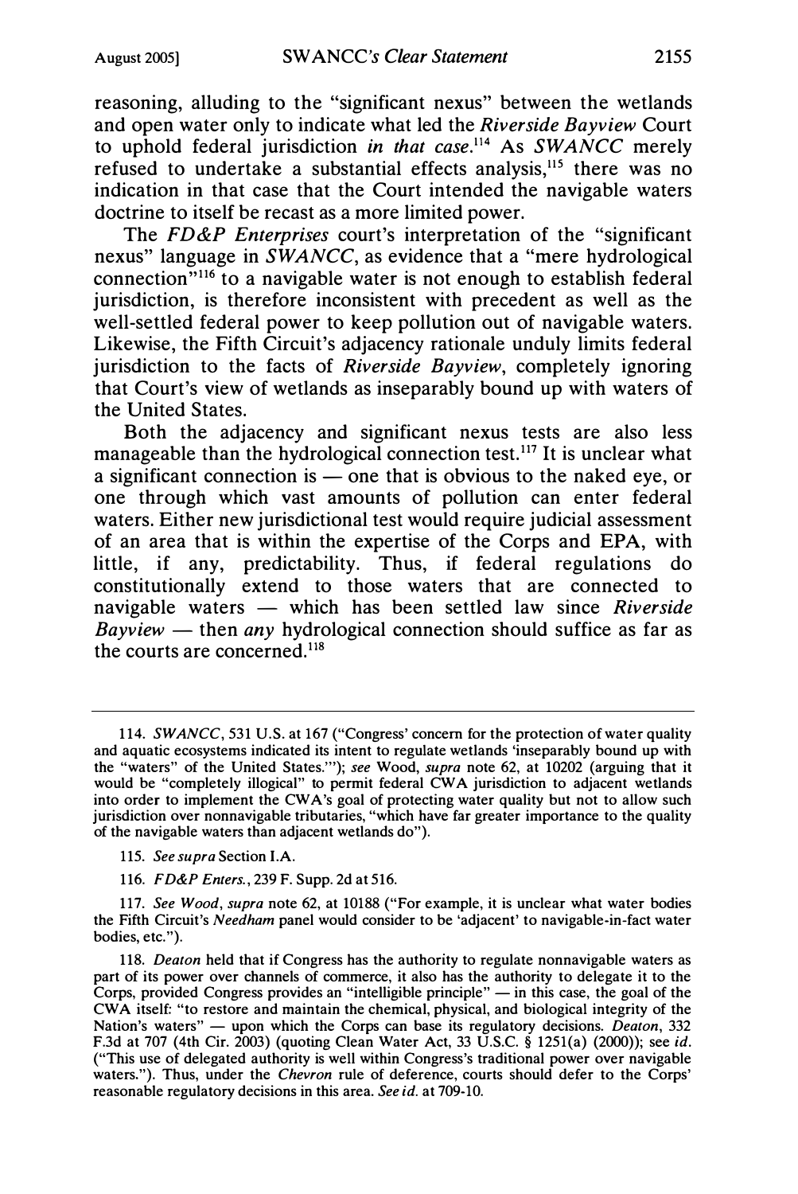reasoning, alluding to the "significant nexus" between the wetlands and open water only to indicate what led the *Riverside Bayview* Court to uphold federal jurisdiction *in that case*.[114] As *SWANCC* merely refused to undertake a substantial effects analysis,[115] there was no indication in that case that the Court intended the navigable waters doctrine to itself be recast as a more limited power.

The *FD&P Enterprises* court's interpretation of the "significant nexus" language in *SWANCC*, as evidence that a "mere hydrological connection"[116] to a navigable water is not enough to establish federal jurisdiction, is therefore inconsistent with precedent as well as the well-settled federal power to keep pollution out of navigable waters. Likewise, the Fifth Circuit's adjacency rationale unduly limits federal jurisdiction to the facts of *Riverside Bayview*, completely ignoring that Court's view of wetlands as inseparably bound up with waters of the United States.

Both the adjacency and significant nexus tests are also less manageable than the hydrological connection test.[117] It is unclear what a significant connection is — one that is obvious to the naked eye, or one through which vast amounts of pollution can enter federal waters. Either new jurisdictional test would require judicial assessment of an area that is within the expertise of the Corps and EPA, with little, if any, predictability. Thus, if federal regulations do constitutionally extend to those waters that are connected to navigable waters — which has been settled law since *Riverside Bayview* — then *any* hydrological connection should suffice as far as the courts are concerned.[118]

---

114. *SWANCC*, 531 U.S. at 167 ("Congress' concern for the protection of water quality and aquatic ecosystems indicated its intent to regulate wetlands 'inseparably bound up with the "waters" of the United States.'"); *see* Wood, *supra* note 62, at 10202 (arguing that it would be "completely illogical" to permit federal CWA jurisdiction to adjacent wetlands into order to implement the CWA's goal of protecting water quality but not to allow such jurisdiction over nonnavigable tributaries, "which have far greater importance to the quality of the navigable waters than adjacent wetlands do").

115. *See supra* Section I.A.

116. *FD&P Enters.*, 239 F. Supp. 2d at 516.

117. *See Wood*, *supra* note 62, at 10188 ("For example, it is unclear what water bodies the Fifth Circuit's *Needham* panel would consider to be 'adjacent' to navigable-in-fact water bodies, etc.").

118. *Deaton* held that if Congress has the authority to regulate nonnavigable waters as part of its power over channels of commerce, it also has the authority to delegate it to the Corps, provided Congress provides an "intelligible principle" — in this case, the goal of the CWA itself: "to restore and maintain the chemical, physical, and biological integrity of the Nation's waters" — upon which the Corps can base its regulatory decisions. *Deaton*, 332 F.3d at 707 (4th Cir. 2003) (quoting Clean Water Act, 33 U.S.C. § 1251(a) (2000)); see *id.* ("This use of delegated authority is well within Congress's traditional power over navigable waters."). Thus, under the *Chevron* rule of deference, courts should defer to the Corps' reasonable regulatory decisions in this area. *See id.* at 709-10.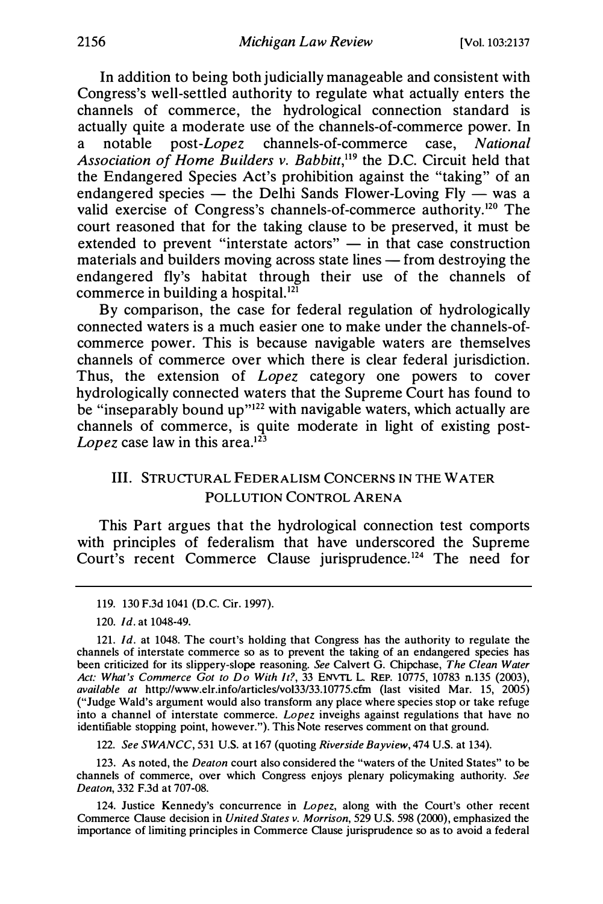In addition to being both judicially manageable and consistent with Congress's well-settled authority to regulate what actually enters the channels of commerce, the hydrological connection standard is actually quite a moderate use of the channels-of-commerce power. In a notable post-*Lopez* channels-of-commerce case, *National Association of Home Builders v. Babbitt*,[119] the D.C. Circuit held that the Endangered Species Act's prohibition against the "taking" of an endangered species — the Delhi Sands Flower-Loving Fly — was a valid exercise of Congress's channels-of-commerce authority.[120] The court reasoned that for the taking clause to be preserved, it must be extended to prevent "interstate actors" — in that case construction materials and builders moving across state lines — from destroying the endangered fly's habitat through their use of the channels of commerce in building a hospital.[121]

By comparison, the case for federal regulation of hydrologically connected waters is a much easier one to make under the channels-of-commerce power. This is because navigable waters are themselves channels of commerce over which there is clear federal jurisdiction. Thus, the extension of *Lopez* category one powers to cover hydrologically connected waters that the Supreme Court has found to be "inseparably bound up"[122] with navigable waters, which actually are channels of commerce, is quite moderate in light of existing post-*Lopez* case law in this area.[123]

## III. Structural Federalism Concerns in the Water Pollution Control Arena

This Part argues that the hydrological connection test comports with principles of federalism that have underscored the Supreme Court's recent Commerce Clause jurisprudence.[124] The need for

---

119. 130 F.3d 1041 (D.C. Cir. 1997).

120. *Id.* at 1048-49.

121. *Id.* at 1048. The court's holding that Congress has the authority to regulate the channels of interstate commerce so as to prevent the taking of an endangered species has been criticized for its slippery-slope reasoning. *See* Calvert G. Chipchase, *The Clean Water Act: What's Commerce Got to Do With It?*, 33 Envtl. L. Rep. 10775, 10783 n.135 (2003), *available at* http://www.elr.info/articles/vol33/33.10775.cfm (last visited Mar. 15, 2005) ("Judge Wald's argument would also transform any place where species stop or take refuge into a channel of interstate commerce. *Lopez* inveighs against regulations that have no identifiable stopping point, however."). This Note reserves comment on that ground.

122. *See SWANCC*, 531 U.S. at 167 (quoting *Riverside Bayview*, 474 U.S. at 134).

123. As noted, the *Deaton* court also considered the "waters of the United States" to be channels of commerce, over which Congress enjoys plenary policymaking authority. *See Deaton*, 332 F.3d at 707-08.

124. Justice Kennedy's concurrence in *Lopez*, along with the Court's other recent Commerce Clause decision in *United States v. Morrison*, 529 U.S. 598 (2000), emphasized the importance of limiting principles in Commerce Clause jurisprudence so as to avoid a federal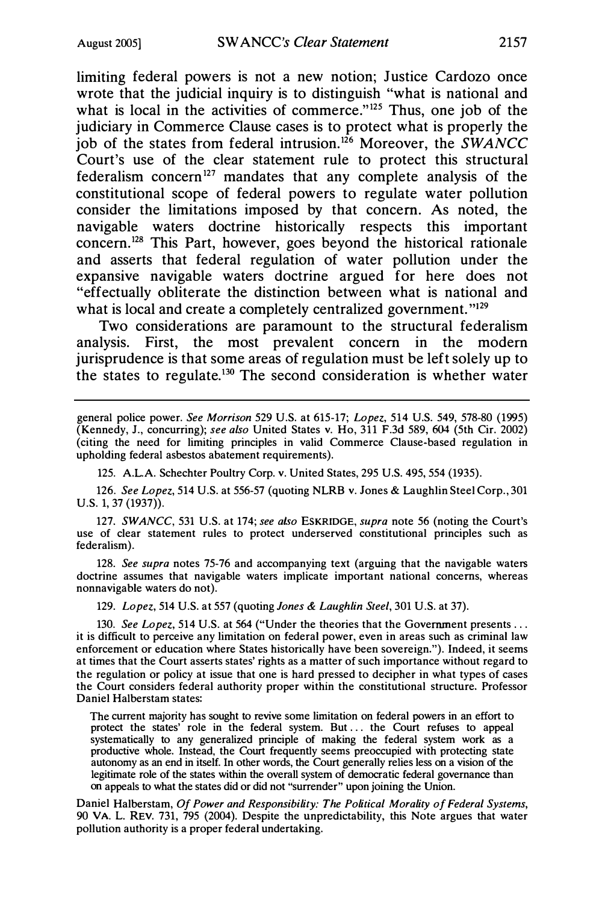limiting federal powers is not a new notion; Justice Cardozo once wrote that the judicial inquiry is to distinguish "what is national and what is local in the activities of commerce."[125] Thus, one job of the judiciary in Commerce Clause cases is to protect what is properly the job of the states from federal intrusion.[126] Moreover, the *SWANCC* Court's use of the clear statement rule to protect this structural federalism concern[127] mandates that any complete analysis of the constitutional scope of federal powers to regulate water pollution consider the limitations imposed by that concern. As noted, the navigable waters doctrine historically respects this important concern.[128] This Part, however, goes beyond the historical rationale and asserts that federal regulation of water pollution under the expansive navigable waters doctrine argued for here does not "effectually obliterate the distinction between what is national and what is local and create a completely centralized government."[129]

Two considerations are paramount to the structural federalism analysis. First, the most prevalent concern in the modern jurisprudence is that some areas of regulation must be left solely up to the states to regulate.[130] The second consideration is whether water

---

general police power. *See Morrison* 529 U.S. at 615-17; *Lopez*, 514 U.S. 549, 578-80 (1995) (Kennedy, J., concurring); *see also* United States v. Ho, 311 F.3d 589, 604 (5th Cir. 2002) (citing the need for limiting principles in valid Commerce Clause-based regulation in upholding federal asbestos abatement requirements).

125. A.L.A. Schechter Poultry Corp. v. United States, 295 U.S. 495, 554 (1935).

126. *See Lopez*, 514 U.S. at 556-57 (quoting NLRB v. Jones & Laughlin Steel Corp., 301 U.S. 1, 37 (1937)).

127. *SWANCC*, 531 U.S. at 174; *see also* ESKRIDGE, *supra* note 56 (noting the Court's use of clear statement rules to protect underserved constitutional principles such as federalism).

128. *See supra* notes 75-76 and accompanying text (arguing that the navigable waters doctrine assumes that navigable waters implicate important national concerns, whereas nonnavigable waters do not).

129. *Lopez*, 514 U.S. at 557 (quoting *Jones & Laughlin Steel*, 301 U.S. at 37).

130. *See Lopez*, 514 U.S. at 564 ("Under the theories that the Government presents . . . it is difficult to perceive any limitation on federal power, even in areas such as criminal law enforcement or education where States historically have been sovereign."). Indeed, it seems at times that the Court asserts states' rights as a matter of such importance without regard to the regulation or policy at issue that one is hard pressed to decipher in what types of cases the Court considers federal authority proper within the constitutional structure. Professor Daniel Halberstam states:

> The current majority has sought to revive some limitation on federal powers in an effort to protect the states' role in the federal system. But . . . the Court refuses to appeal systematically to any generalized principle of making the federal system work as a productive whole. Instead, the Court frequently seems preoccupied with protecting state autonomy as an end in itself. In other words, the Court generally relies less on a vision of the legitimate role of the states within the overall system of democratic federal governance than on appeals to what the states did or did not "surrender" upon joining the Union.

Daniel Halberstam, *Of Power and Responsibility: The Political Morality of Federal Systems*, 90 VA. L. REV. 731, 795 (2004). Despite the unpredictability, this Note argues that water pollution authority is a proper federal undertaking.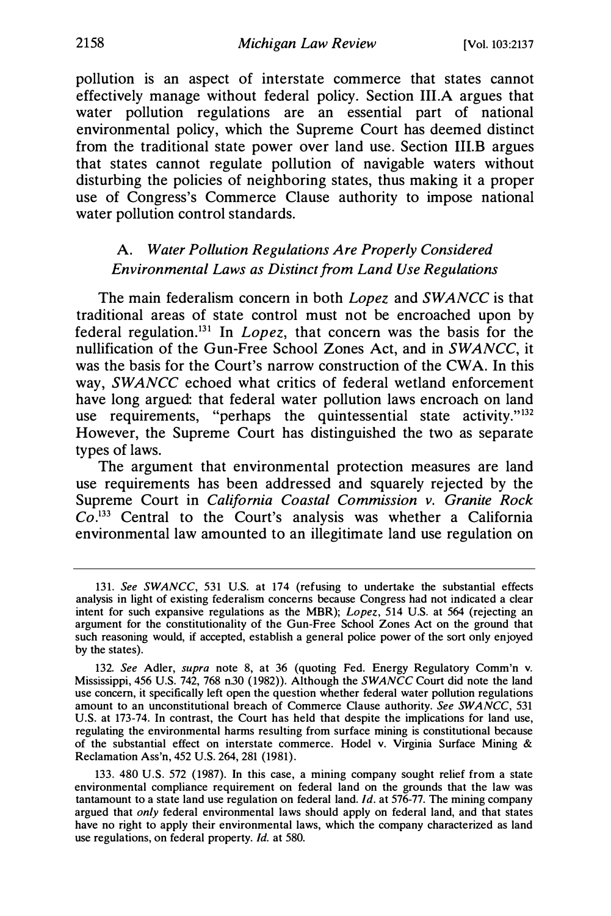pollution is an aspect of interstate commerce that states cannot effectively manage without federal policy. Section III.A argues that water pollution regulations are an essential part of national environmental policy, which the Supreme Court has deemed distinct from the traditional state power over land use. Section III.B argues that states cannot regulate pollution of navigable waters without disturbing the policies of neighboring states, thus making it a proper use of Congress's Commerce Clause authority to impose national water pollution control standards.

### A. *Water Pollution Regulations Are Properly Considered Environmental Laws as Distinct from Land Use Regulations*

The main federalism concern in both *Lopez* and *SWANCC* is that traditional areas of state control must not be encroached upon by federal regulation.[131] In *Lopez*, that concern was the basis for the nullification of the Gun-Free School Zones Act, and in *SWANCC*, it was the basis for the Court's narrow construction of the CWA. In this way, *SWANCC* echoed what critics of federal wetland enforcement have long argued: that federal water pollution laws encroach on land use requirements, "perhaps the quintessential state activity."[132] However, the Supreme Court has distinguished the two as separate types of laws.

The argument that environmental protection measures are land use requirements has been addressed and squarely rejected by the Supreme Court in *California Coastal Commission v. Granite Rock Co.*[133] Central to the Court's analysis was whether a California environmental law amounted to an illegitimate land use regulation on

---

131. *See SWANCC*, 531 U.S. at 174 (refusing to undertake the substantial effects analysis in light of existing federalism concerns because Congress had not indicated a clear intent for such expansive regulations as the MBR); *Lopez*, 514 U.S. at 564 (rejecting an argument for the constitutionality of the Gun-Free School Zones Act on the ground that such reasoning would, if accepted, establish a general police power of the sort only enjoyed by the states).

132. *See* Adler, *supra* note 8, at 36 (quoting Fed. Energy Regulatory Comm'n v. Mississippi, 456 U.S. 742, 768 n.30 (1982)). Although the *SWANCC* Court did note the land use concern, it specifically left open the question whether federal water pollution regulations amount to an unconstitutional breach of Commerce Clause authority. *See SWANCC*, 531 U.S. at 173-74. In contrast, the Court has held that despite the implications for land use, regulating the environmental harms resulting from surface mining is constitutional because of the substantial effect on interstate commerce. Hodel v. Virginia Surface Mining & Reclamation Ass'n, 452 U.S. 264, 281 (1981).

133. 480 U.S. 572 (1987). In this case, a mining company sought relief from a state environmental compliance requirement on federal land on the grounds that the law was tantamount to a state land use regulation on federal land. *Id.* at 576-77. The mining company argued that *only* federal environmental laws should apply on federal land, and that states have no right to apply their environmental laws, which the company characterized as land use regulations, on federal property. *Id.* at 580.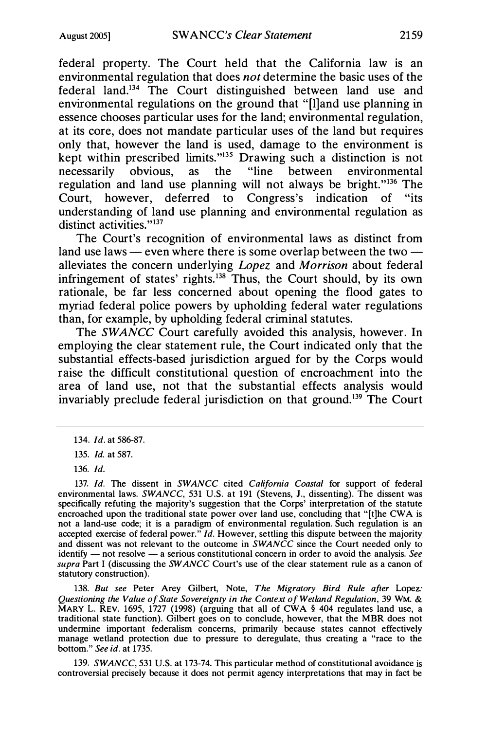federal property. The Court held that the California law is an environmental regulation that does *not* determine the basic uses of the federal land.[134] The Court distinguished between land use and environmental regulations on the ground that "[l]and use planning in essence chooses particular uses for the land; environmental regulation, at its core, does not mandate particular uses of the land but requires only that, however the land is used, damage to the environment is kept within prescribed limits."[135] Drawing such a distinction is not necessarily obvious, as the "line between environmental regulation and land use planning will not always be bright."[136] The Court, however, deferred to Congress's indication of "its understanding of land use planning and environmental regulation as distinct activities."[137]

The Court's recognition of environmental laws as distinct from land use laws — even where there is some overlap between the two — alleviates the concern underlying *Lopez* and *Morrison* about federal infringement of states' rights.[138] Thus, the Court should, by its own rationale, be far less concerned about opening the flood gates to myriad federal police powers by upholding federal water regulations than, for example, by upholding federal criminal statutes.

The *SWANCC* Court carefully avoided this analysis, however. In employing the clear statement rule, the Court indicated only that the substantial effects-based jurisdiction argued for by the Corps would raise the difficult constitutional question of encroachment into the area of land use, not that the substantial effects analysis would invariably preclude federal jurisdiction on that ground.[139] The Court

---

134. *Id.* at 586-87.

135. *Id.* at 587.

136. *Id.*

137. *Id.* The dissent in *SWANCC* cited *California Coastal* for support of federal environmental laws. *SWANCC*, 531 U.S. at 191 (Stevens, J., dissenting). The dissent was specifically refuting the majority's suggestion that the Corps' interpretation of the statute encroached upon the traditional state power over land use, concluding that "[t]he CWA is not a land-use code; it is a paradigm of environmental regulation. Such regulation is an accepted exercise of federal power." *Id.* However, settling this dispute between the majority and dissent was not relevant to the outcome in *SWANCC* since the Court needed only to identify — not resolve — a serious constitutional concern in order to avoid the analysis. *See supra* Part I (discussing the *SWANCC* Court's use of the clear statement rule as a canon of statutory construction).

138. *But see* Peter Arey Gilbert, Note, *The Migratory Bird Rule after* Lopez*: Questioning the Value of State Sovereignty in the Context of Wetland Regulation*, 39 WM. & MARY L. REV. 1695, 1727 (1998) (arguing that all of CWA § 404 regulates land use, a traditional state function). Gilbert goes on to conclude, however, that the MBR does not undermine important federalism concerns, primarily because states cannot effectively manage wetland protection due to pressure to deregulate, thus creating a "race to the bottom." *See id.* at 1735.

139. *SWANCC*, 531 U.S. at 173-74. This particular method of constitutional avoidance is controversial precisely because it does not permit agency interpretations that may in fact be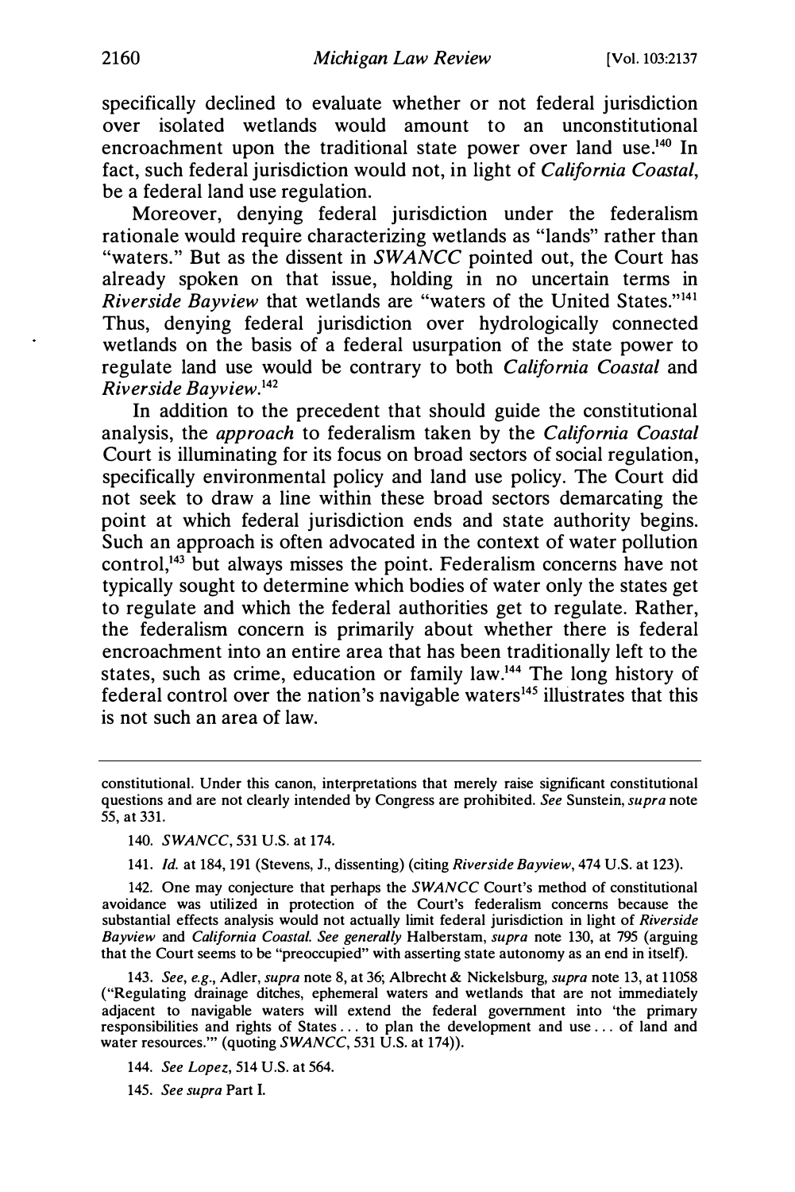specifically declined to evaluate whether or not federal jurisdiction over isolated wetlands would amount to an unconstitutional encroachment upon the traditional state power over land use.[140] In fact, such federal jurisdiction would not, in light of *California Coastal*, be a federal land use regulation.

Moreover, denying federal jurisdiction under the federalism rationale would require characterizing wetlands as "lands" rather than "waters." But as the dissent in *SWANCC* pointed out, the Court has already spoken on that issue, holding in no uncertain terms in *Riverside Bayview* that wetlands are "waters of the United States."[141] Thus, denying federal jurisdiction over hydrologically connected wetlands on the basis of a federal usurpation of the state power to regulate land use would be contrary to both *California Coastal* and *Riverside Bayview*.[142]

In addition to the precedent that should guide the constitutional analysis, the *approach* to federalism taken by the *California Coastal* Court is illuminating for its focus on broad sectors of social regulation, specifically environmental policy and land use policy. The Court did not seek to draw a line within these broad sectors demarcating the point at which federal jurisdiction ends and state authority begins. Such an approach is often advocated in the context of water pollution control,[143] but always misses the point. Federalism concerns have not typically sought to determine which bodies of water only the states get to regulate and which the federal authorities get to regulate. Rather, the federalism concern is primarily about whether there is federal encroachment into an entire area that has been traditionally left to the states, such as crime, education or family law.[144] The long history of federal control over the nation's navigable waters[145] illustrates that this is not such an area of law.

---

constitutional. Under this canon, interpretations that merely raise significant constitutional questions and are not clearly intended by Congress are prohibited. *See* Sunstein, *supra* note 55, at 331.

140. *SWANCC*, 531 U.S. at 174.

141. *Id.* at 184, 191 (Stevens, J., dissenting) (citing *Riverside Bayview*, 474 U.S. at 123).

142. One may conjecture that perhaps the *SWANCC* Court's method of constitutional avoidance was utilized in protection of the Court's federalism concerns because the substantial effects analysis would not actually limit federal jurisdiction in light of *Riverside Bayview* and *California Coastal*. *See generally* Halberstam, *supra* note 130, at 795 (arguing that the Court seems to be "preoccupied" with asserting state autonomy as an end in itself).

143. *See, e.g.*, Adler, *supra* note 8, at 36; Albrecht & Nickelsburg, *supra* note 13, at 11058 ("Regulating drainage ditches, ephemeral waters and wetlands that are not immediately adjacent to navigable waters will extend the federal government into 'the primary responsibilities and rights of States . . . to plan the development and use . . . of land and water resources.'" (quoting *SWANCC*, 531 U.S. at 174)).

144. *See Lopez*, 514 U.S. at 564.

145. *See supra* Part I.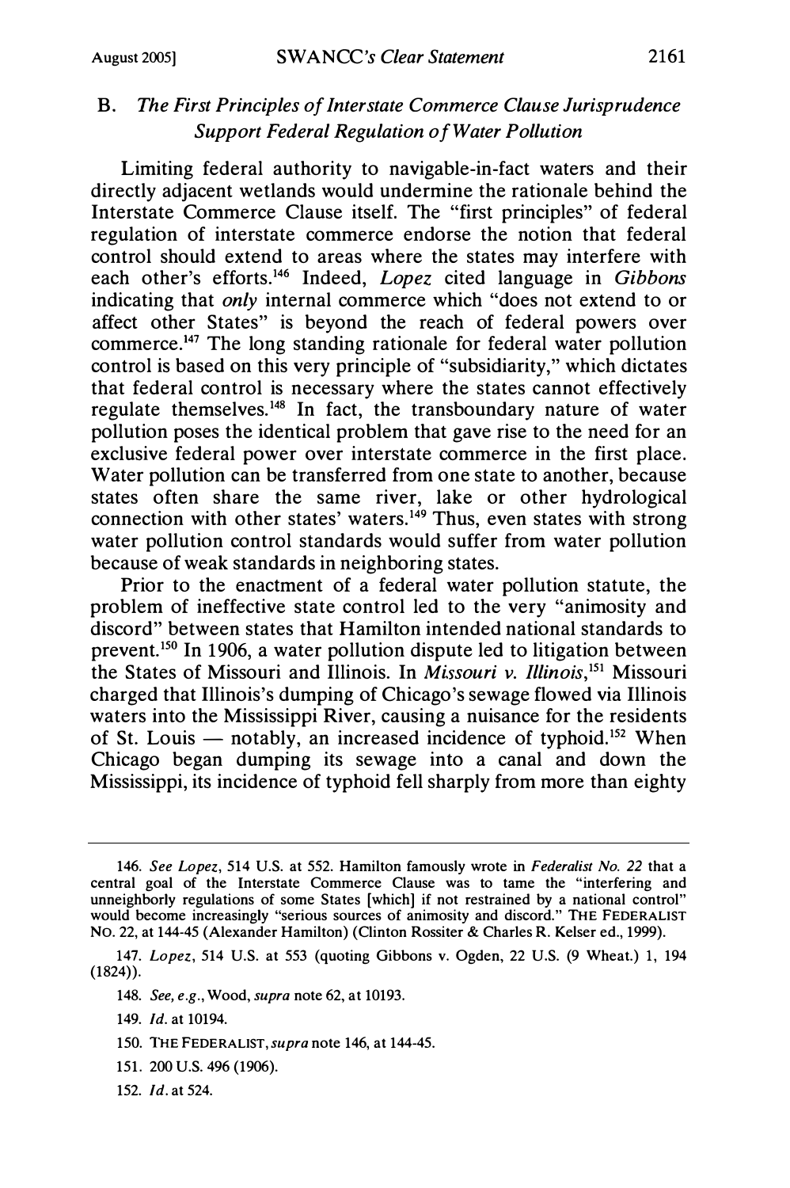### B. *The First Principles of Interstate Commerce Clause Jurisprudence Support Federal Regulation of Water Pollution*

Limiting federal authority to navigable-in-fact waters and their directly adjacent wetlands would undermine the rationale behind the Interstate Commerce Clause itself. The "first principles" of federal regulation of interstate commerce endorse the notion that federal control should extend to areas where the states may interfere with each other's efforts.[146] Indeed, *Lopez* cited language in *Gibbons* indicating that *only* internal commerce which "does not extend to or affect other States" is beyond the reach of federal powers over commerce.[147] The long standing rationale for federal water pollution control is based on this very principle of "subsidiarity," which dictates that federal control is necessary where the states cannot effectively regulate themselves.[148] In fact, the transboundary nature of water pollution poses the identical problem that gave rise to the need for an exclusive federal power over interstate commerce in the first place. Water pollution can be transferred from one state to another, because states often share the same river, lake or other hydrological connection with other states' waters.[149] Thus, even states with strong water pollution control standards would suffer from water pollution because of weak standards in neighboring states.

Prior to the enactment of a federal water pollution statute, the problem of ineffective state control led to the very "animosity and discord" between states that Hamilton intended national standards to prevent.[150] In 1906, a water pollution dispute led to litigation between the States of Missouri and Illinois. In *Missouri v. Illinois*,[151] Missouri charged that Illinois's dumping of Chicago's sewage flowed via Illinois waters into the Mississippi River, causing a nuisance for the residents of St. Louis — notably, an increased incidence of typhoid.[152] When Chicago began dumping its sewage into a canal and down the Mississippi, its incidence of typhoid fell sharply from more than eighty

---

146. *See Lopez*, 514 U.S. at 552. Hamilton famously wrote in *Federalist No. 22* that a central goal of the Interstate Commerce Clause was to tame the "interfering and unneighborly regulations of some States [which] if not restrained by a national control" would become increasingly "serious sources of animosity and discord." THE FEDERALIST NO. 22, at 144-45 (Alexander Hamilton) (Clinton Rossiter & Charles R. Kelser ed., 1999).

147. *Lopez*, 514 U.S. at 553 (quoting Gibbons v. Ogden, 22 U.S. (9 Wheat.) 1, 194 (1824)).

148. *See, e.g.*, Wood, *supra* note 62, at 10193.

149. *Id.* at 10194.

150. THE FEDERALIST, *supra* note 146, at 144-45.

151. 200 U.S. 496 (1906).

152. *Id.* at 524.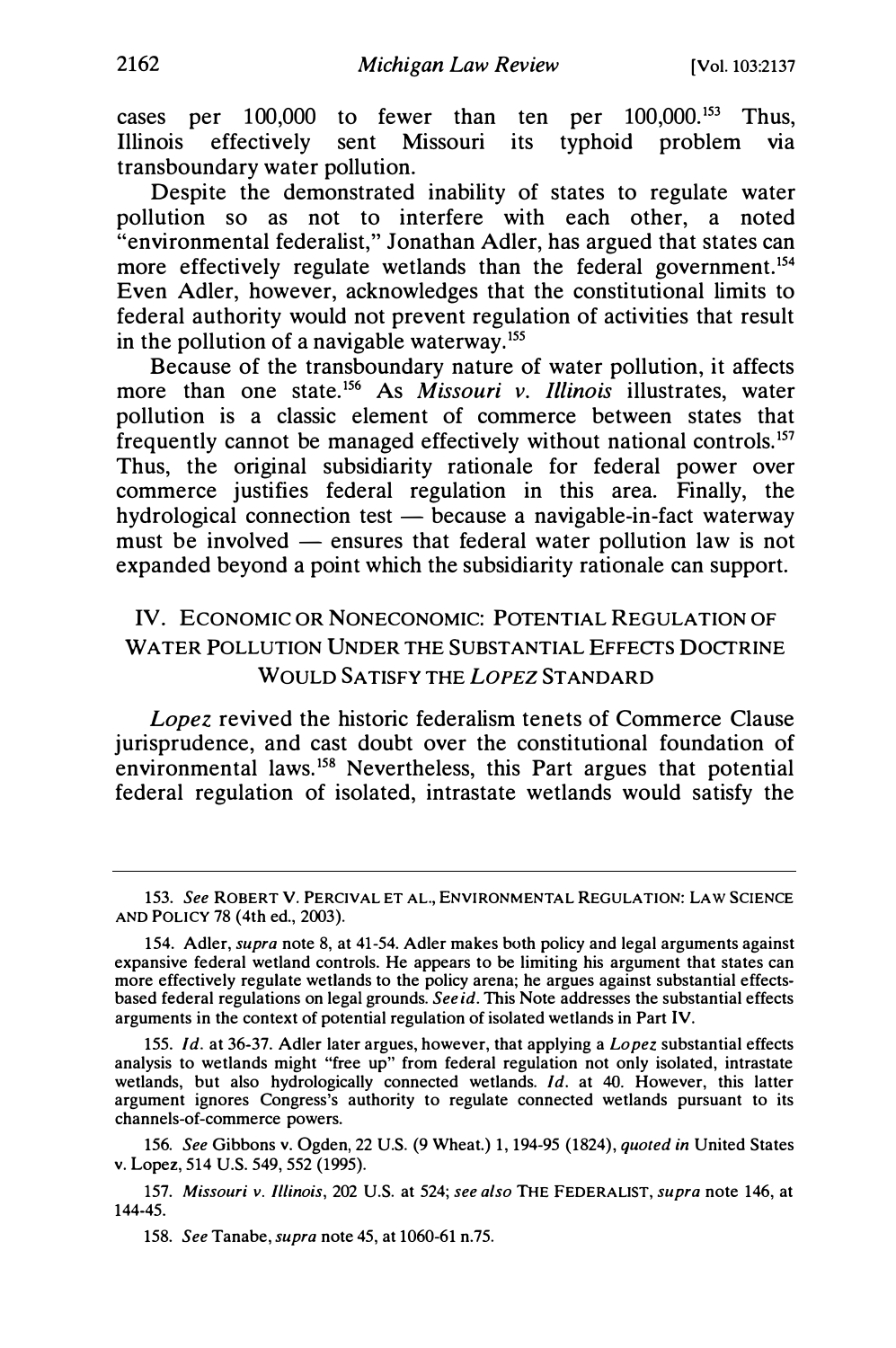cases per 100,000 to fewer than ten per 100,000.[153] Thus, Illinois effectively sent Missouri its typhoid problem via transboundary water pollution.

Despite the demonstrated inability of states to regulate water pollution so as not to interfere with each other, a noted "environmental federalist," Jonathan Adler, has argued that states can more effectively regulate wetlands than the federal government.[154] Even Adler, however, acknowledges that the constitutional limits to federal authority would not prevent regulation of activities that result in the pollution of a navigable waterway.[155]

Because of the transboundary nature of water pollution, it affects more than one state.[156] As *Missouri v. Illinois* illustrates, water pollution is a classic element of commerce between states that frequently cannot be managed effectively without national controls.[157] Thus, the original subsidiarity rationale for federal power over commerce justifies federal regulation in this area. Finally, the hydrological connection test — because a navigable-in-fact waterway must be involved — ensures that federal water pollution law is not expanded beyond a point which the subsidiarity rationale can support.

## IV. Economic or Noneconomic: Potential Regulation of Water Pollution Under the Substantial Effects Doctrine Would Satisfy the *Lopez* Standard

*Lopez* revived the historic federalism tenets of Commerce Clause jurisprudence, and cast doubt over the constitutional foundation of environmental laws.[158] Nevertheless, this Part argues that potential federal regulation of isolated, intrastate wetlands would satisfy the

---

153. *See* Robert V. Percival et al., Environmental Regulation: Law Science and Policy 78 (4th ed., 2003).

154. Adler, *supra* note 8, at 41-54. Adler makes both policy and legal arguments against expansive federal wetland controls. He appears to be limiting his argument that states can more effectively regulate wetlands to the policy arena; he argues against substantial effects-based federal regulations on legal grounds. *See id.* This Note addresses the substantial effects arguments in the context of potential regulation of isolated wetlands in Part IV.

155. *Id.* at 36-37. Adler later argues, however, that applying a *Lopez* substantial effects analysis to wetlands might "free up" from federal regulation not only isolated, intrastate wetlands, but also hydrologically connected wetlands. *Id.* at 40. However, this latter argument ignores Congress's authority to regulate connected wetlands pursuant to its channels-of-commerce powers.

156. *See* Gibbons v. Ogden, 22 U.S. (9 Wheat.) 1, 194-95 (1824), *quoted in* United States v. Lopez, 514 U.S. 549, 552 (1995).

157. *Missouri v. Illinois*, 202 U.S. at 524; *see also* The Federalist, *supra* note 146, at 144-45.

158. *See* Tanabe, *supra* note 45, at 1060-61 n.75.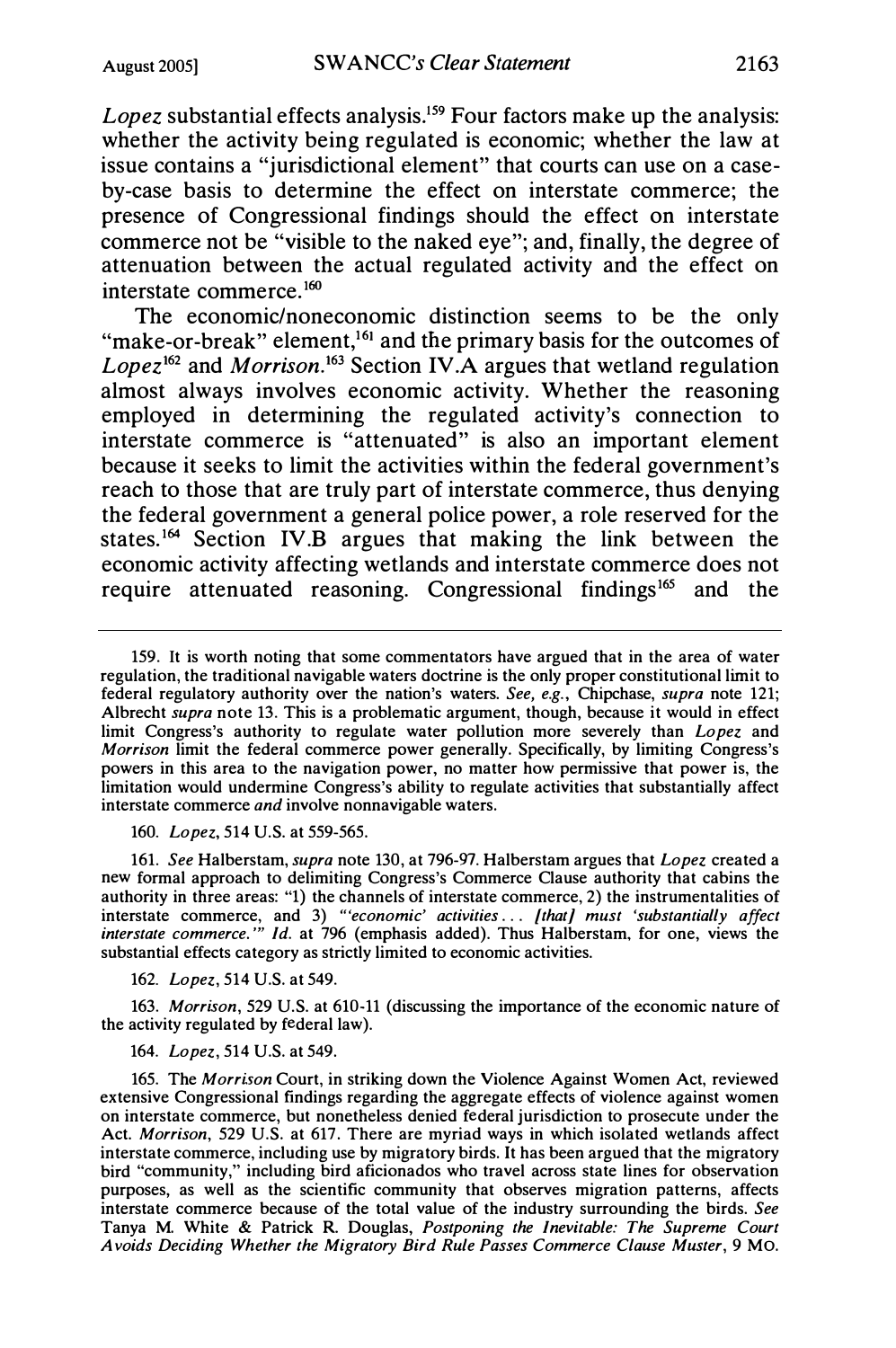*Lopez* substantial effects analysis.[159] Four factors make up the analysis: whether the activity being regulated is economic; whether the law at issue contains a "jurisdictional element" that courts can use on a case-by-case basis to determine the effect on interstate commerce; the presence of Congressional findings should the effect on interstate commerce not be "visible to the naked eye"; and, finally, the degree of attenuation between the actual regulated activity and the effect on interstate commerce.[160]

The economic/noneconomic distinction seems to be the only "make-or-break" element,[161] and the primary basis for the outcomes of *Lopez*[162] and *Morrison*.[163] Section IV.A argues that wetland regulation almost always involves economic activity. Whether the reasoning employed in determining the regulated activity's connection to interstate commerce is "attenuated" is also an important element because it seeks to limit the activities within the federal government's reach to those that are truly part of interstate commerce, thus denying the federal government a general police power, a role reserved for the states.[164] Section IV.B argues that making the link between the economic activity affecting wetlands and interstate commerce does not require attenuated reasoning. Congressional findings[165] and the

---

159. It is worth noting that some commentators have argued that in the area of water regulation, the traditional navigable waters doctrine is the only proper constitutional limit to federal regulatory authority over the nation's waters. *See, e.g.*, Chipchase, *supra* note 121; Albrecht *supra* note 13. This is a problematic argument, though, because it would in effect limit Congress's authority to regulate water pollution more severely than *Lopez* and *Morrison* limit the federal commerce power generally. Specifically, by limiting Congress's powers in this area to the navigation power, no matter how permissive that power is, the limitation would undermine Congress's ability to regulate activities that substantially affect interstate commerce *and* involve nonnavigable waters.

160. *Lopez*, 514 U.S. at 559-565.

161. *See* Halberstam, *supra* note 130, at 796-97. Halberstam argues that *Lopez* created a new formal approach to delimiting Congress's Commerce Clause authority that cabins the authority in three areas: "1) the channels of interstate commerce, 2) the instrumentalities of interstate commerce, and 3) *"'economic' activities ... [that] must 'substantially affect interstate commerce.'"* *Id.* at 796 (emphasis added). Thus Halberstam, for one, views the substantial effects category as strictly limited to economic activities.

162. *Lopez*, 514 U.S. at 549.

163. *Morrison*, 529 U.S. at 610-11 (discussing the importance of the economic nature of the activity regulated by federal law).

164. *Lopez*, 514 U.S. at 549.

165. The *Morrison* Court, in striking down the Violence Against Women Act, reviewed extensive Congressional findings regarding the aggregate effects of violence against women on interstate commerce, but nonetheless denied federal jurisdiction to prosecute under the Act. *Morrison*, 529 U.S. at 617. There are myriad ways in which isolated wetlands affect interstate commerce, including use by migratory birds. It has been argued that the migratory bird "community," including bird aficionados who travel across state lines for observation purposes, as well as the scientific community that observes migration patterns, affects interstate commerce because of the total value of the industry surrounding the birds. *See* Tanya M. White & Patrick R. Douglas, *Postponing the Inevitable: The Supreme Court Avoids Deciding Whether the Migratory Bird Rule Passes Commerce Clause Muster*, 9 MO.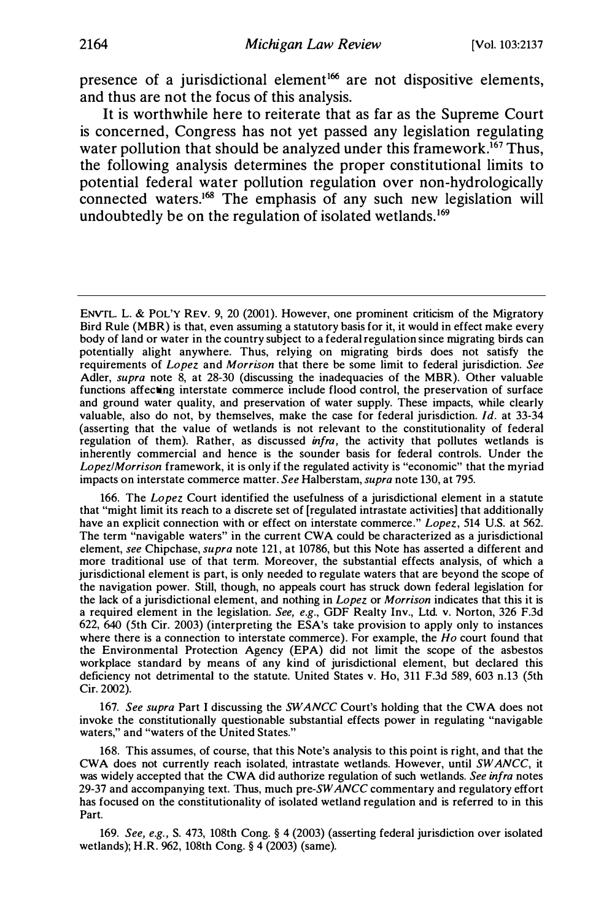presence of a jurisdictional element[166] are not dispositive elements, and thus are not the focus of this analysis.

It is worthwhile here to reiterate that as far as the Supreme Court is concerned, Congress has not yet passed any legislation regulating water pollution that should be analyzed under this framework.[167] Thus, the following analysis determines the proper constitutional limits to potential federal water pollution regulation over non-hydrologically connected waters.[168] The emphasis of any such new legislation will undoubtedly be on the regulation of isolated wetlands.[169]

---

ENVTL. L. & POL'Y REV. 9, 20 (2001). However, one prominent criticism of the Migratory Bird Rule (MBR) is that, even assuming a statutory basis for it, it would in effect make every body of land or water in the country subject to a federal regulation since migrating birds can potentially alight anywhere. Thus, relying on migrating birds does not satisfy the requirements of *Lopez* and *Morrison* that there be some limit to federal jurisdiction. *See* Adler, *supra* note 8, at 28-30 (discussing the inadequacies of the MBR). Other valuable functions affecting interstate commerce include flood control, the preservation of surface and ground water quality, and preservation of water supply. These impacts, while clearly valuable, also do not, by themselves, make the case for federal jurisdiction. *Id.* at 33-34 (asserting that the value of wetlands is not relevant to the constitutionality of federal regulation of them). Rather, as discussed *infra*, the activity that pollutes wetlands is inherently commercial and hence is the sounder basis for federal controls. Under the *Lopez/Morrison* framework, it is only if the regulated activity is "economic" that the myriad impacts on interstate commerce matter. *See* Halberstam, *supra* note 130, at 795.

166. The *Lopez* Court identified the usefulness of a jurisdictional element in a statute that "might limit its reach to a discrete set of [regulated intrastate activities] that additionally have an explicit connection with or effect on interstate commerce." *Lopez*, 514 U.S. at 562. The term "navigable waters" in the current CWA could be characterized as a jurisdictional element, *see* Chipchase, *supra* note 121, at 10786, but this Note has asserted a different and more traditional use of that term. Moreover, the substantial effects analysis, of which a jurisdictional element is part, is only needed to regulate waters that are beyond the scope of the navigation power. Still, though, no appeals court has struck down federal legislation for the lack of a jurisdictional element, and nothing in *Lopez* or *Morrison* indicates that this it is a required element in the legislation. *See, e.g.*, GDF Realty Inv., Ltd. v. Norton, 326 F.3d 622, 640 (5th Cir. 2003) (interpreting the ESA's take provision to apply only to instances where there is a connection to interstate commerce). For example, the *Ho* court found that the Environmental Protection Agency (EPA) did not limit the scope of the asbestos workplace standard by means of any kind of jurisdictional element, but declared this deficiency not detrimental to the statute. United States v. Ho, 311 F.3d 589, 603 n.13 (5th Cir. 2002).

167. *See supra* Part I discussing the *SWANCC* Court's holding that the CWA does not invoke the constitutionally questionable substantial effects power in regulating "navigable waters," and "waters of the United States."

168. This assumes, of course, that this Note's analysis to this point is right, and that the CWA does not currently reach isolated, intrastate wetlands. However, until *SWANCC*, it was widely accepted that the CWA did authorize regulation of such wetlands. *See infra* notes 29-37 and accompanying text. Thus, much pre-*SWANCC* commentary and regulatory effort has focused on the constitutionality of isolated wetland regulation and is referred to in this Part.

169. *See, e.g.*, S. 473, 108th Cong. § 4 (2003) (asserting federal jurisdiction over isolated wetlands); H.R. 962, 108th Cong. § 4 (2003) (same).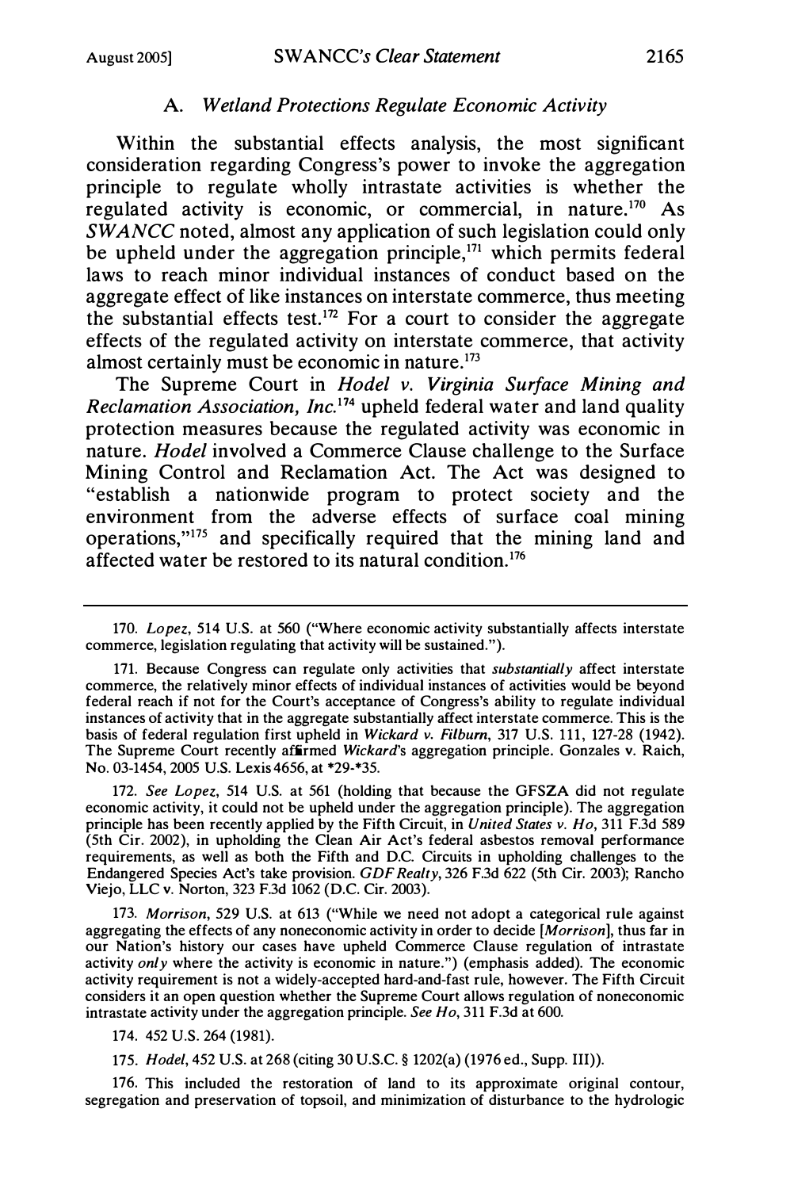### A. *Wetland Protections Regulate Economic Activity*

Within the substantial effects analysis, the most significant consideration regarding Congress's power to invoke the aggregation principle to regulate wholly intrastate activities is whether the regulated activity is economic, or commercial, in nature.[170] As *SWANCC* noted, almost any application of such legislation could only be upheld under the aggregation principle,[171] which permits federal laws to reach minor individual instances of conduct based on the aggregate effect of like instances on interstate commerce, thus meeting the substantial effects test.[172] For a court to consider the aggregate effects of the regulated activity on interstate commerce, that activity almost certainly must be economic in nature.[173]

The Supreme Court in *Hodel v. Virginia Surface Mining and Reclamation Association, Inc.*[174] upheld federal water and land quality protection measures because the regulated activity was economic in nature. *Hodel* involved a Commerce Clause challenge to the Surface Mining Control and Reclamation Act. The Act was designed to "establish a nationwide program to protect society and the environment from the adverse effects of surface coal mining operations,"[175] and specifically required that the mining land and affected water be restored to its natural condition.[176]

---

170. *Lopez*, 514 U.S. at 560 ("Where economic activity substantially affects interstate commerce, legislation regulating that activity will be sustained.").

171. Because Congress can regulate only activities that *substantially* affect interstate commerce, the relatively minor effects of individual instances of activities would be beyond federal reach if not for the Court's acceptance of Congress's ability to regulate individual instances of activity that in the aggregate substantially affect interstate commerce. This is the basis of federal regulation first upheld in *Wickard v. Filburn*, 317 U.S. 111, 127-28 (1942). The Supreme Court recently affirmed *Wickard*'s aggregation principle. Gonzales v. Raich, No. 03-1454, 2005 U.S. Lexis 4656, at *29-*35.

172. *See Lopez*, 514 U.S. at 561 (holding that because the GFSZA did not regulate economic activity, it could not be upheld under the aggregation principle). The aggregation principle has been recently applied by the Fifth Circuit, in *United States v. Ho*, 311 F.3d 589 (5th Cir. 2002), in upholding the Clean Air Act's federal asbestos removal performance requirements, as well as both the Fifth and D.C. Circuits in upholding challenges to the Endangered Species Act's take provision. *GDF Realty*, 326 F.3d 622 (5th Cir. 2003); Rancho Viejo, LLC v. Norton, 323 F.3d 1062 (D.C. Cir. 2003).

173. *Morrison*, 529 U.S. at 613 ("While we need not adopt a categorical rule against aggregating the effects of any noneconomic activity in order to decide [*Morrison*], thus far in our Nation's history our cases have upheld Commerce Clause regulation of intrastate activity *only* where the activity is economic in nature.") (emphasis added). The economic activity requirement is not a widely-accepted hard-and-fast rule, however. The Fifth Circuit considers it an open question whether the Supreme Court allows regulation of noneconomic intrastate activity under the aggregation principle. *See Ho*, 311 F.3d at 600.

174. 452 U.S. 264 (1981).

175. *Hodel*, 452 U.S. at 268 (citing 30 U.S.C. § 1202(a) (1976 ed., Supp. III)).

176. This included the restoration of land to its approximate original contour, segregation and preservation of topsoil, and minimization of disturbance to the hydrologic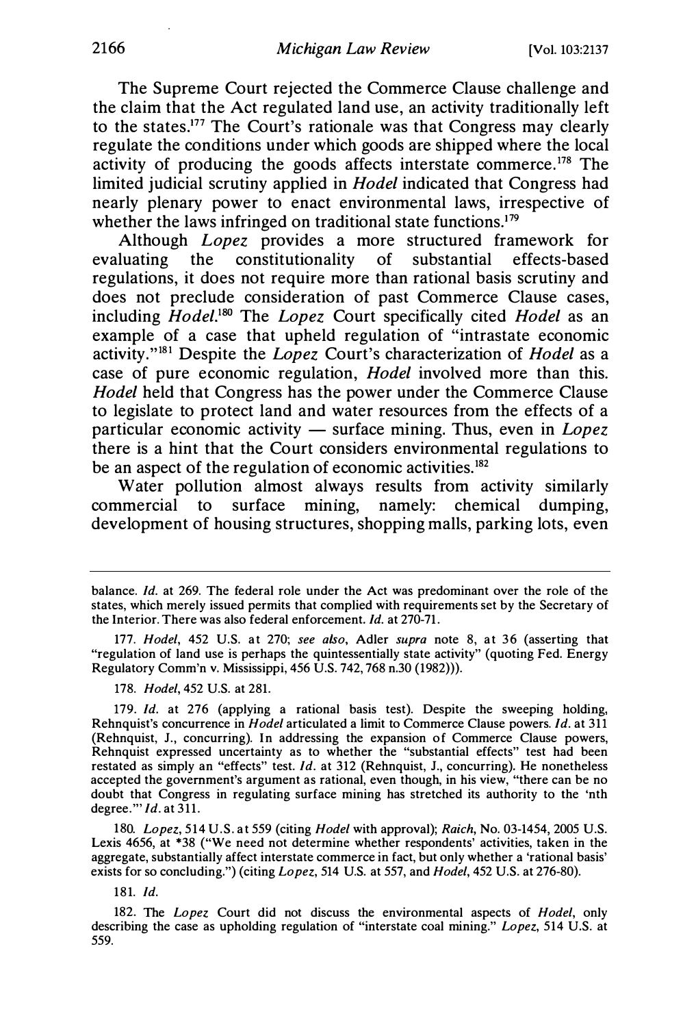The Supreme Court rejected the Commerce Clause challenge and the claim that the Act regulated land use, an activity traditionally left to the states.[177] The Court's rationale was that Congress may clearly regulate the conditions under which goods are shipped where the local activity of producing the goods affects interstate commerce.[178] The limited judicial scrutiny applied in *Hodel* indicated that Congress had nearly plenary power to enact environmental laws, irrespective of whether the laws infringed on traditional state functions.[179]

Although *Lopez* provides a more structured framework for evaluating the constitutionality of substantial effects-based regulations, it does not require more than rational basis scrutiny and does not preclude consideration of past Commerce Clause cases, including *Hodel*.[180] The *Lopez* Court specifically cited *Hodel* as an example of a case that upheld regulation of "intrastate economic activity."[181] Despite the *Lopez* Court's characterization of *Hodel* as a case of pure economic regulation, *Hodel* involved more than this. *Hodel* held that Congress has the power under the Commerce Clause to legislate to protect land and water resources from the effects of a particular economic activity — surface mining. Thus, even in *Lopez* there is a hint that the Court considers environmental regulations to be an aspect of the regulation of economic activities.[182]

Water pollution almost always results from activity similarly commercial to surface mining, namely: chemical dumping, development of housing structures, shopping malls, parking lots, even

---

balance. *Id.* at 269. The federal role under the Act was predominant over the role of the states, which merely issued permits that complied with requirements set by the Secretary of the Interior. There was also federal enforcement. *Id.* at 270-71.

177. *Hodel*, 452 U.S. at 270; *see also*, Adler *supra* note 8, at 36 (asserting that "regulation of land use is perhaps the quintessentially state activity" (quoting Fed. Energy Regulatory Comm'n v. Mississippi, 456 U.S. 742, 768 n.30 (1982))).

178. *Hodel*, 452 U.S. at 281.

179. *Id.* at 276 (applying a rational basis test). Despite the sweeping holding, Rehnquist's concurrence in *Hodel* articulated a limit to Commerce Clause powers. *Id.* at 311 (Rehnquist, J., concurring). In addressing the expansion of Commerce Clause powers, Rehnquist expressed uncertainty as to whether the "substantial effects" test had been restated as simply an "effects" test. *Id.* at 312 (Rehnquist, J., concurring). He nonetheless accepted the government's argument as rational, even though, in his view, "there can be no doubt that Congress in regulating surface mining has stretched its authority to the 'nth degree.'" *Id.* at 311.

180. *Lopez*, 514 U.S. at 559 (citing *Hodel* with approval); *Raich*, No. 03-1454, 2005 U.S. Lexis 4656, at *38 ("We need not determine whether respondents' activities, taken in the aggregate, substantially affect interstate commerce in fact, but only whether a 'rational basis' exists for so concluding.") (citing *Lopez*, 514 U.S. at 557, and *Hodel*, 452 U.S. at 276-80).

181. *Id.*

182. The *Lopez* Court did not discuss the environmental aspects of *Hodel*, only describing the case as upholding regulation of "interstate coal mining." *Lopez*, 514 U.S. at 559.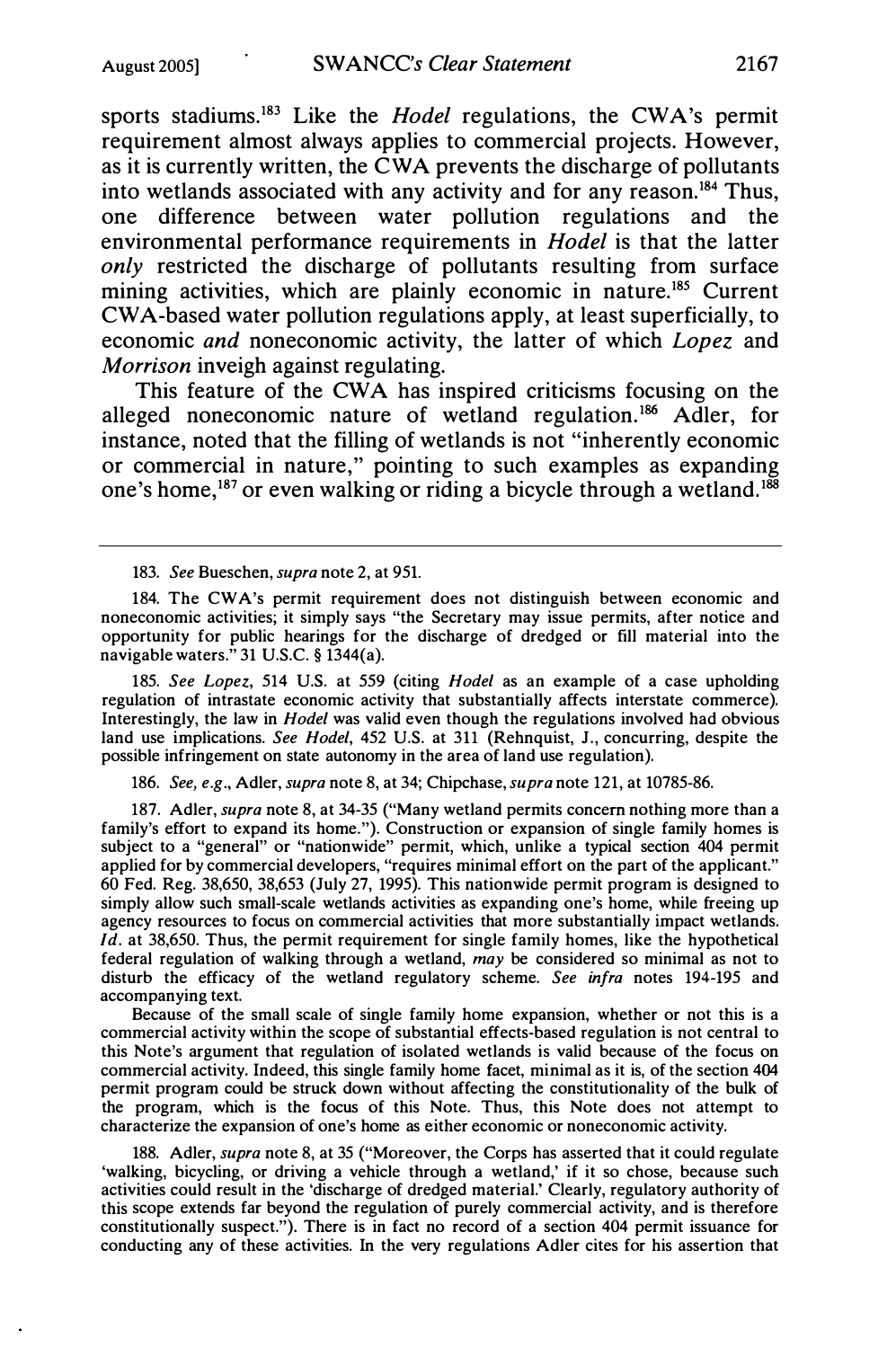sports stadiums.[183] Like the *Hodel* regulations, the CWA's permit requirement almost always applies to commercial projects. However, as it is currently written, the CWA prevents the discharge of pollutants into wetlands associated with any activity and for any reason.[184] Thus, one difference between water pollution regulations and the environmental performance requirements in *Hodel* is that the latter *only* restricted the discharge of pollutants resulting from surface mining activities, which are plainly economic in nature.[185] Current CWA-based water pollution regulations apply, at least superficially, to economic *and* noneconomic activity, the latter of which *Lopez* and *Morrison* inveigh against regulating.

This feature of the CWA has inspired criticisms focusing on the alleged noneconomic nature of wetland regulation.[186] Adler, for instance, noted that the filling of wetlands is not "inherently economic or commercial in nature," pointing to such examples as expanding one's home,[187] or even walking or riding a bicycle through a wetland.[188]

---

183. *See* Bueschen, *supra* note 2, at 951.

184. The CWA's permit requirement does not distinguish between economic and noneconomic activities; it simply says "the Secretary may issue permits, after notice and opportunity for public hearings for the discharge of dredged or fill material into the navigable waters." 31 U.S.C. § 1344(a).

185. *See Lopez*, 514 U.S. at 559 (citing *Hodel* as an example of a case upholding regulation of intrastate economic activity that substantially affects interstate commerce). Interestingly, the law in *Hodel* was valid even though the regulations involved had obvious land use implications. *See Hodel*, 452 U.S. at 311 (Rehnquist, J., concurring, despite the possible infringement on state autonomy in the area of land use regulation).

186. *See, e.g.*, Adler, *supra* note 8, at 34; Chipchase, *supra* note 121, at 10785-86.

187. Adler, *supra* note 8, at 34-35 ("Many wetland permits concern nothing more than a family's effort to expand its home."). Construction or expansion of single family homes is subject to a "general" or "nationwide" permit, which, unlike a typical section 404 permit applied for by commercial developers, "requires minimal effort on the part of the applicant." 60 Fed. Reg. 38,650, 38,653 (July 27, 1995). This nationwide permit program is designed to simply allow such small-scale wetlands activities as expanding one's home, while freeing up agency resources to focus on commercial activities that more substantially impact wetlands. *Id.* at 38,650. Thus, the permit requirement for single family homes, like the hypothetical federal regulation of walking through a wetland, *may* be considered so minimal as not to disturb the efficacy of the wetland regulatory scheme. *See infra* notes 194-195 and accompanying text.

Because of the small scale of single family home expansion, whether or not this is a commercial activity within the scope of substantial effects-based regulation is not central to this Note's argument that regulation of isolated wetlands is valid because of the focus on commercial activity. Indeed, this single family home facet, minimal as it is, of the section 404 permit program could be struck down without affecting the constitutionality of the bulk of the program, which is the focus of this Note. Thus, this Note does not attempt to characterize the expansion of one's home as either economic or noneconomic activity.

188. Adler, *supra* note 8, at 35 ("Moreover, the Corps has asserted that it could regulate 'walking, bicycling, or driving a vehicle through a wetland,' if it so chose, because such activities could result in the 'discharge of dredged material.' Clearly, regulatory authority of this scope extends far beyond the regulation of purely commercial activity, and is therefore constitutionally suspect."). There is in fact no record of a section 404 permit issuance for conducting any of these activities. In the very regulations Adler cites for his assertion that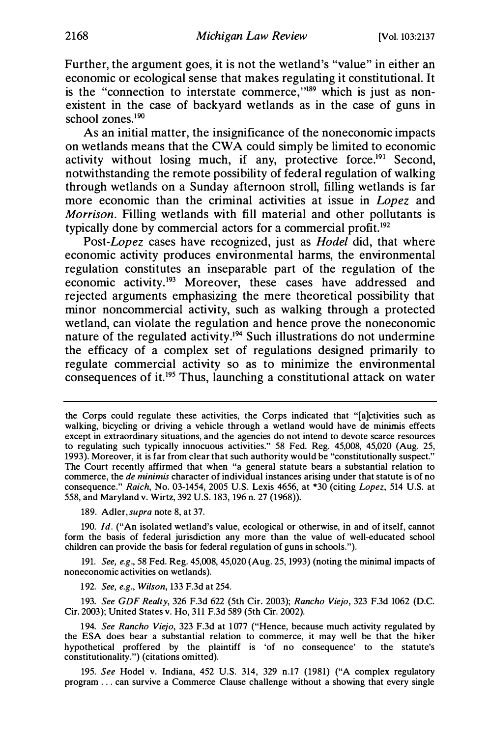Further, the argument goes, it is not the wetland's "value" in either an economic or ecological sense that makes regulating it constitutional. It is the "connection to interstate commerce,"[189] which is just as nonexistent in the case of backyard wetlands as in the case of guns in school zones.[190]

As an initial matter, the insignificance of the noneconomic impacts on wetlands means that the CWA could simply be limited to economic activity without losing much, if any, protective force.[191] Second, notwithstanding the remote possibility of federal regulation of walking through wetlands on a Sunday afternoon stroll, filling wetlands is far more economic than the criminal activities at issue in *Lopez* and *Morrison*. Filling wetlands with fill material and other pollutants is typically done by commercial actors for a commercial profit.[192]

Post-*Lopez* cases have recognized, just as *Hodel* did, that where economic activity produces environmental harms, the environmental regulation constitutes an inseparable part of the regulation of the economic activity.[193] Moreover, these cases have addressed and rejected arguments emphasizing the mere theoretical possibility that minor noncommercial activity, such as walking through a protected wetland, can violate the regulation and hence prove the noneconomic nature of the regulated activity.[194] Such illustrations do not undermine the efficacy of a complex set of regulations designed primarily to regulate commercial activity so as to minimize the environmental consequences of it.[195] Thus, launching a constitutional attack on water

---

the Corps could regulate these activities, the Corps indicated that "[a]ctivities such as walking, bicycling or driving a vehicle through a wetland would have de minimis effects except in extraordinary situations, and the agencies do not intend to devote scarce resources to regulating such typically innocuous activities." 58 Fed. Reg. 45,008, 45,020 (Aug. 25, 1993). Moreover, it is far from clear that such authority would be "constitutionally suspect." The Court recently affirmed that when "a general statute bears a substantial relation to commerce, the *de minimis* character of individual instances arising under that statute is of no consequence." *Raich*, No. 03-1454, 2005 U.S. Lexis 4656, at *30 (citing *Lopez*, 514 U.S. at 558, and Maryland v. Wirtz, 392 U.S. 183, 196 n. 27 (1968)).

189. Adler, *supra* note 8, at 37.

190. *Id.* ("An isolated wetland's value, ecological or otherwise, in and of itself, cannot form the basis of federal jurisdiction any more than the value of well-educated school children can provide the basis for federal regulation of guns in schools.").

191. *See, e.g.*, 58 Fed. Reg. 45,008, 45,020 (Aug. 25, 1993) (noting the minimal impacts of noneconomic activities on wetlands).

192. *See, e.g.*, *Wilson*, 133 F.3d at 254.

193. *See GDF Realty*, 326 F.3d 622 (5th Cir. 2003); *Rancho Viejo*, 323 F.3d 1062 (D.C. Cir. 2003); United States v. Ho, 311 F.3d 589 (5th Cir. 2002).

194. *See Rancho Viejo*, 323 F.3d at 1077 ("Hence, because much activity regulated by the ESA does bear a substantial relation to commerce, it may well be that the hiker hypothetical proffered by the plaintiff is 'of no consequence' to the statute's constitutionality.") (citations omitted).

195. *See* Hodel v. Indiana, 452 U.S. 314, 329 n.17 (1981) ("A complex regulatory program . . . can survive a Commerce Clause challenge without a showing that every single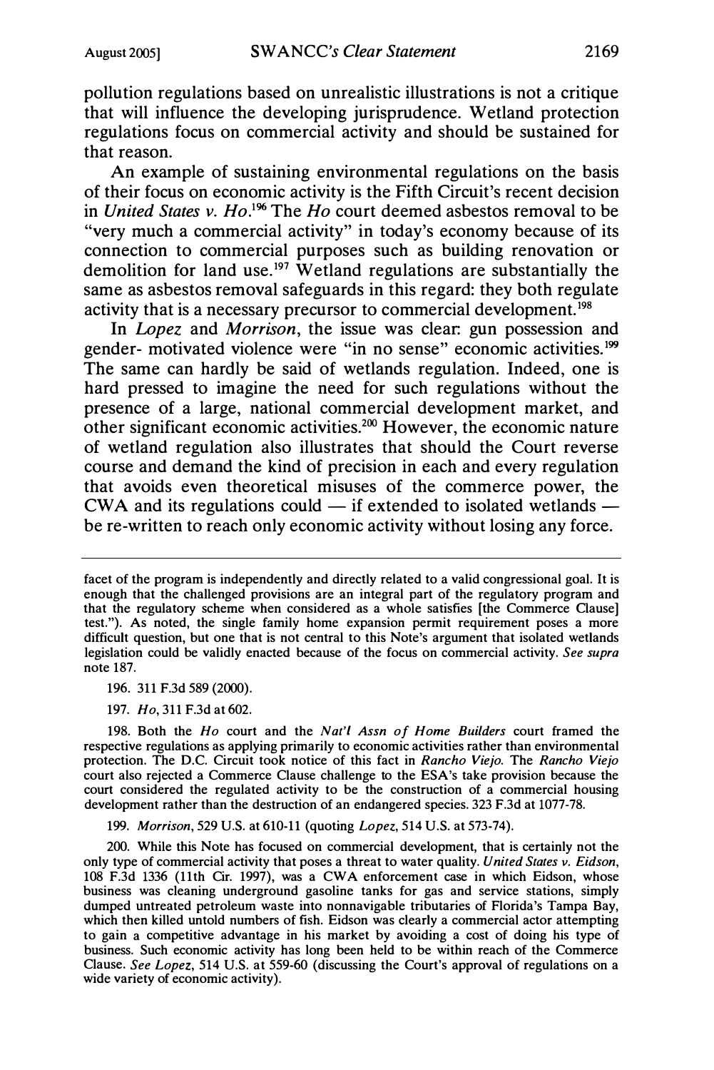pollution regulations based on unrealistic illustrations is not a critique that will influence the developing jurisprudence. Wetland protection regulations focus on commercial activity and should be sustained for that reason.

An example of sustaining environmental regulations on the basis of their focus on economic activity is the Fifth Circuit's recent decision in *United States v. Ho*.[196] The *Ho* court deemed asbestos removal to be "very much a commercial activity" in today's economy because of its connection to commercial purposes such as building renovation or demolition for land use.[197] Wetland regulations are substantially the same as asbestos removal safeguards in this regard: they both regulate activity that is a necessary precursor to commercial development.[198]

In *Lopez* and *Morrison*, the issue was clear: gun possession and gender- motivated violence were "in no sense" economic activities.[199] The same can hardly be said of wetlands regulation. Indeed, one is hard pressed to imagine the need for such regulations without the presence of a large, national commercial development market, and other significant economic activities.[200] However, the economic nature of wetland regulation also illustrates that should the Court reverse course and demand the kind of precision in each and every regulation that avoids even theoretical misuses of the commerce power, the CWA and its regulations could — if extended to isolated wetlands — be re-written to reach only economic activity without losing any force.

---

facet of the program is independently and directly related to a valid congressional goal. It is enough that the challenged provisions are an integral part of the regulatory program and that the regulatory scheme when considered as a whole satisfies [the Commerce Clause] test."). As noted, the single family home expansion permit requirement poses a more difficult question, but one that is not central to this Note's argument that isolated wetlands legislation could be validly enacted because of the focus on commercial activity. *See supra* note 187.

196. 311 F.3d 589 (2000).

197. *Ho*, 311 F.3d at 602.

198. Both the *Ho* court and the *Nat'l Assn of Home Builders* court framed the respective regulations as applying primarily to economic activities rather than environmental protection. The D.C. Circuit took notice of this fact in *Rancho Viejo*. The *Rancho Viejo* court also rejected a Commerce Clause challenge to the ESA's take provision because the court considered the regulated activity to be the construction of a commercial housing development rather than the destruction of an endangered species. 323 F.3d at 1077-78.

199. *Morrison*, 529 U.S. at 610-11 (quoting *Lopez*, 514 U.S. at 573-74).

200. While this Note has focused on commercial development, that is certainly not the only type of commercial activity that poses a threat to water quality. *United States v. Eidson*, 108 F.3d 1336 (11th Cir. 1997), was a CWA enforcement case in which Eidson, whose business was cleaning underground gasoline tanks for gas and service stations, simply dumped untreated petroleum waste into nonnavigable tributaries of Florida's Tampa Bay, which then killed untold numbers of fish. Eidson was clearly a commercial actor attempting to gain a competitive advantage in his market by avoiding a cost of doing his type of business. Such economic activity has long been held to be within reach of the Commerce Clause. *See Lopez*, 514 U.S. at 559-60 (discussing the Court's approval of regulations on a wide variety of economic activity).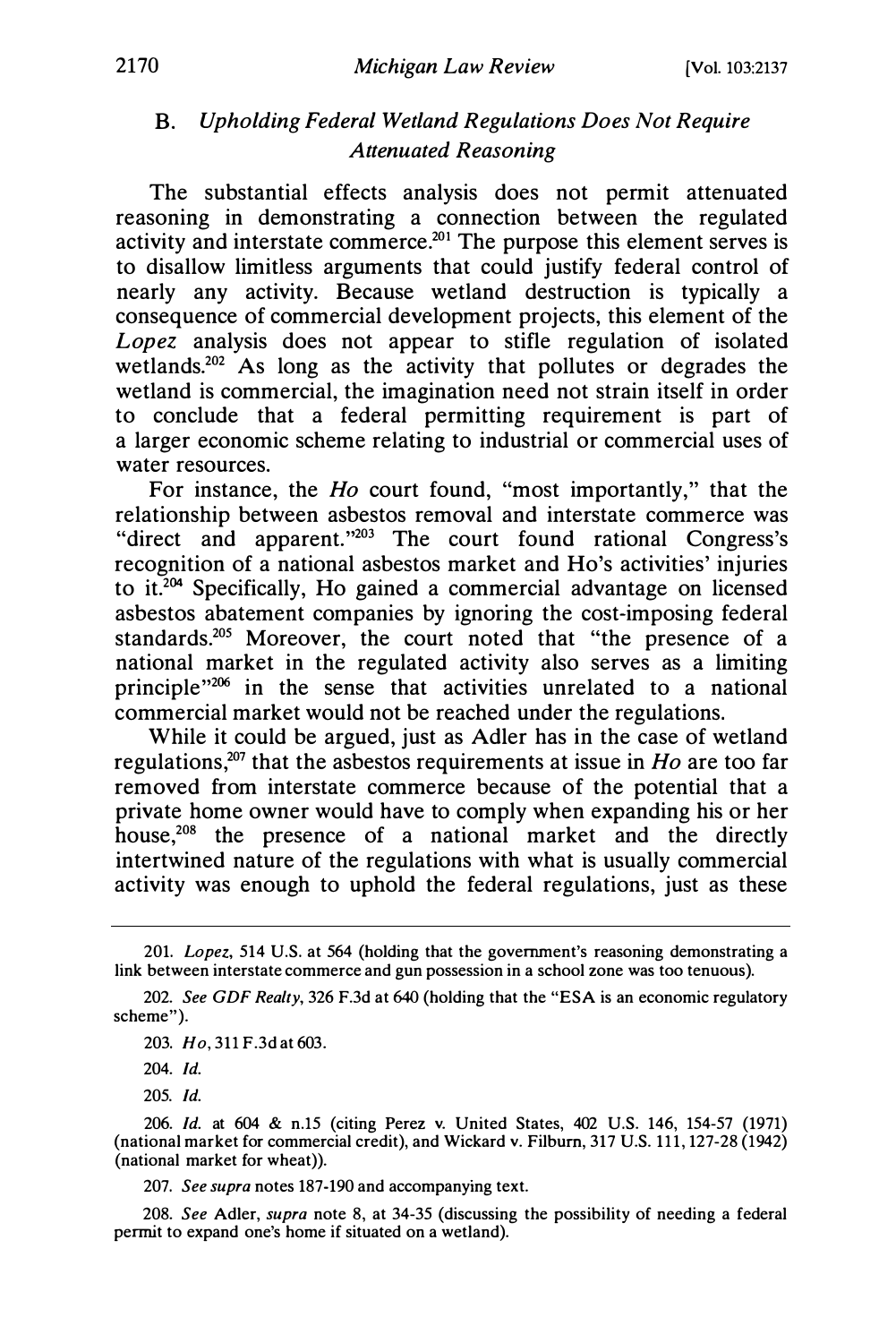### B. *Upholding Federal Wetland Regulations Does Not Require Attenuated Reasoning*

The substantial effects analysis does not permit attenuated reasoning in demonstrating a connection between the regulated activity and interstate commerce.[201] The purpose this element serves is to disallow limitless arguments that could justify federal control of nearly any activity. Because wetland destruction is typically a consequence of commercial development projects, this element of the *Lopez* analysis does not appear to stifle regulation of isolated wetlands.[202] As long as the activity that pollutes or degrades the wetland is commercial, the imagination need not strain itself in order to conclude that a federal permitting requirement is part of a larger economic scheme relating to industrial or commercial uses of water resources.

For instance, the *Ho* court found, "most importantly," that the relationship between asbestos removal and interstate commerce was "direct and apparent."[203] The court found rational Congress's recognition of a national asbestos market and Ho's activities' injuries to it.[204] Specifically, Ho gained a commercial advantage on licensed asbestos abatement companies by ignoring the cost-imposing federal standards.[205] Moreover, the court noted that "the presence of a national market in the regulated activity also serves as a limiting principle"[206] in the sense that activities unrelated to a national commercial market would not be reached under the regulations.

While it could be argued, just as Adler has in the case of wetland regulations,[207] that the asbestos requirements at issue in *Ho* are too far removed from interstate commerce because of the potential that a private home owner would have to comply when expanding his or her house,[208] the presence of a national market and the directly intertwined nature of the regulations with what is usually commercial activity was enough to uphold the federal regulations, just as these

---

201. *Lopez*, 514 U.S. at 564 (holding that the government's reasoning demonstrating a link between interstate commerce and gun possession in a school zone was too tenuous).

202. *See GDF Realty*, 326 F.3d at 640 (holding that the "ESA is an economic regulatory scheme").

203. *Ho*, 311 F.3d at 603.

204. *Id.*

205. *Id.*

206. *Id.* at 604 & n.15 (citing Perez v. United States, 402 U.S. 146, 154-57 (1971) (national market for commercial credit), and Wickard v. Filburn, 317 U.S. 111, 127-28 (1942) (national market for wheat)).

207. *See supra* notes 187-190 and accompanying text.

208. *See* Adler, *supra* note 8, at 34-35 (discussing the possibility of needing a federal permit to expand one's home if situated on a wetland).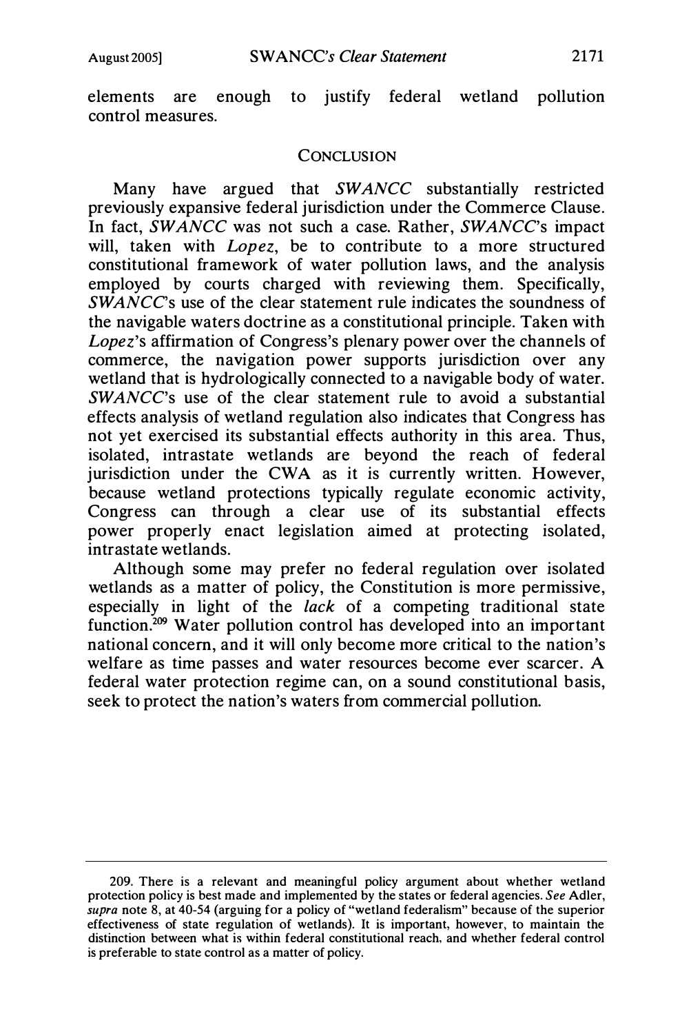elements are enough to justify federal wetland pollution control measures.

## CONCLUSION

Many have argued that *SWANCC* substantially restricted previously expansive federal jurisdiction under the Commerce Clause. In fact, *SWANCC* was not such a case. Rather, *SWANCC*'s impact will, taken with *Lopez*, be to contribute to a more structured constitutional framework of water pollution laws, and the analysis employed by courts charged with reviewing them. Specifically, *SWANCC*'s use of the clear statement rule indicates the soundness of the navigable waters doctrine as a constitutional principle. Taken with *Lopez*'s affirmation of Congress's plenary power over the channels of commerce, the navigation power supports jurisdiction over any wetland that is hydrologically connected to a navigable body of water. *SWANCC*'s use of the clear statement rule to avoid a substantial effects analysis of wetland regulation also indicates that Congress has not yet exercised its substantial effects authority in this area. Thus, isolated, intrastate wetlands are beyond the reach of federal jurisdiction under the CWA as it is currently written. However, because wetland protections typically regulate economic activity, Congress can through a clear use of its substantial effects power properly enact legislation aimed at protecting isolated, intrastate wetlands.

Although some may prefer no federal regulation over isolated wetlands as a matter of policy, the Constitution is more permissive, especially in light of the *lack* of a competing traditional state function.[209] Water pollution control has developed into an important national concern, and it will only become more critical to the nation's welfare as time passes and water resources become ever scarcer. A federal water protection regime can, on a sound constitutional basis, seek to protect the nation's waters from commercial pollution.

---

209. There is a relevant and meaningful policy argument about whether wetland protection policy is best made and implemented by the states or federal agencies. *See* Adler, *supra* note 8, at 40-54 (arguing for a policy of "wetland federalism" because of the superior effectiveness of state regulation of wetlands). It is important, however, to maintain the distinction between what is within federal constitutional reach, and whether federal control is preferable to state control as a matter of policy.